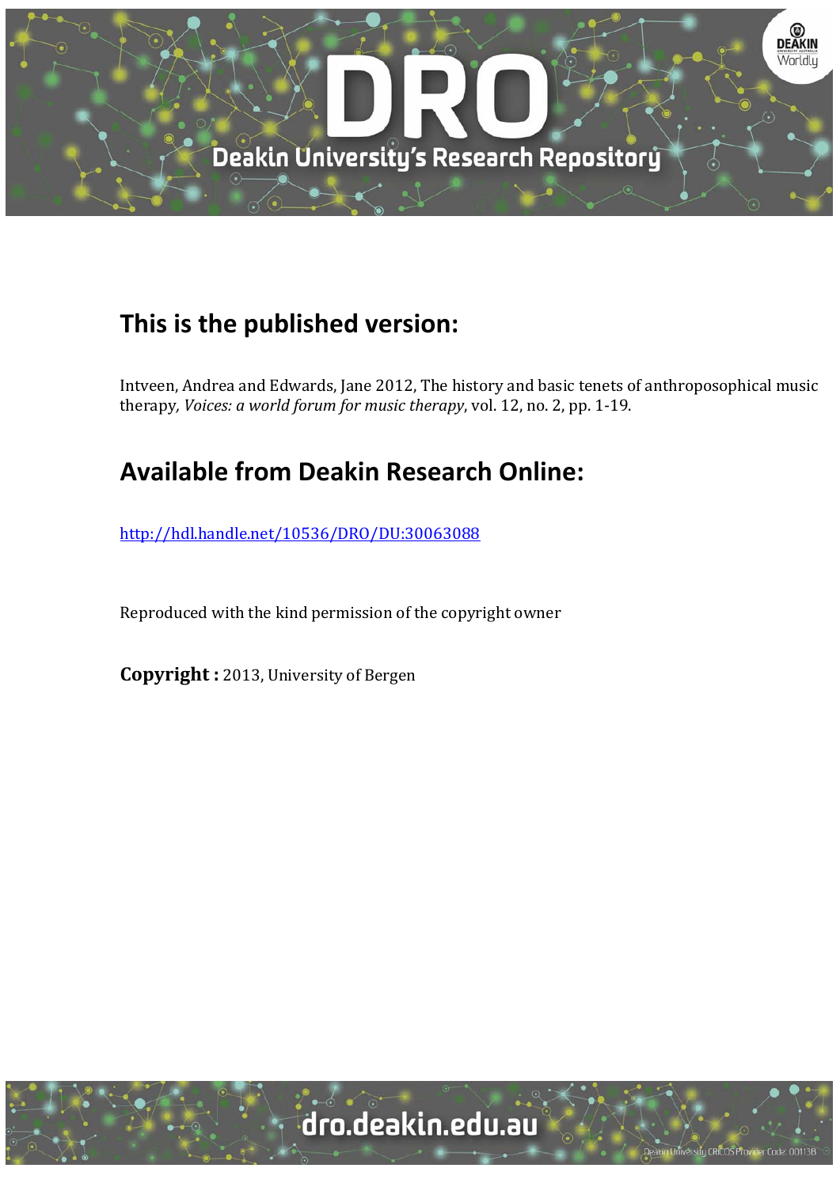## This is the published version:

Intveen, Andrea and Edwards, Jane 2012, The history and basic tenets of anthroposophical music therapy, *Voices: a world forum for music therapy*, vol. 12, no. 2, pp. 1-19.

## Available from Deakin Research Online:

http://hdl.handle.net/10536/DRO/DU:30063088

Reproduced with the kind permission of the copyright owner

**Copyright :** 2013, University of Bergen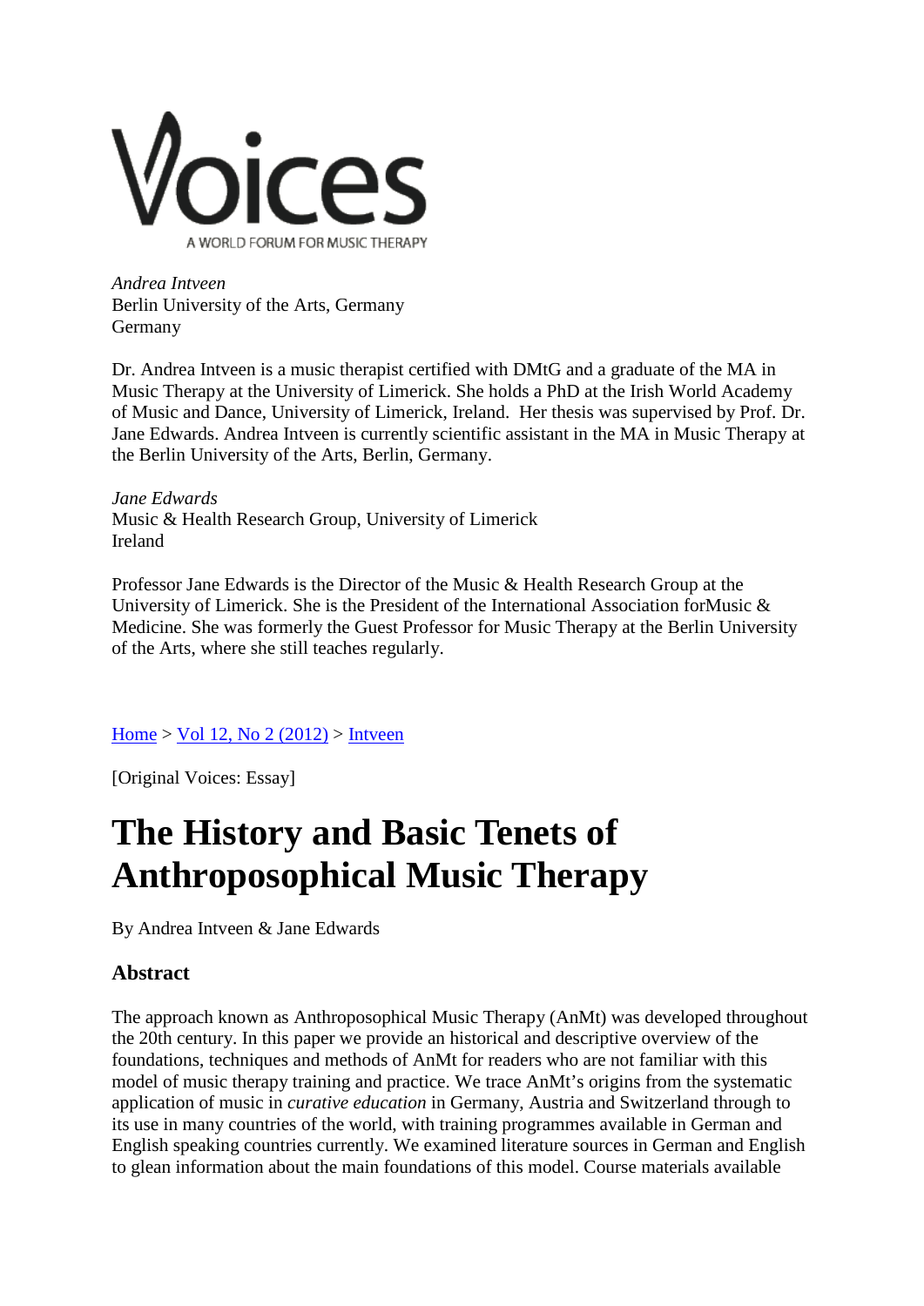*Andrea Intveen*
Berlin University of the Arts, Germany
Germany

Dr. Andrea Intveen is a music therapist certified with DMtG and a graduate of the MA in Music Therapy at the University of Limerick. She holds a PhD at the Irish World Academy of Music and Dance, University of Limerick, Ireland. Her thesis was supervised by Prof. Dr. Jane Edwards. Andrea Intveen is currently scientific assistant in the MA in Music Therapy at the Berlin University of the Arts, Berlin, Germany.

*Jane Edwards*
Music & Health Research Group, University of Limerick
Ireland

Professor Jane Edwards is the Director of the Music & Health Research Group at the University of Limerick. She is the President of the International Association forMusic & Medicine. She was formerly the Guest Professor for Music Therapy at the Berlin University of the Arts, where she still teaches regularly.

Home > Vol 12, No 2 (2012) > Intveen

[Original Voices: Essay]

# The History and Basic Tenets of Anthroposophical Music Therapy

By Andrea Intveen & Jane Edwards

## Abstract

The approach known as Anthroposophical Music Therapy (AnMt) was developed throughout the 20th century. In this paper we provide an historical and descriptive overview of the foundations, techniques and methods of AnMt for readers who are not familiar with this model of music therapy training and practice. We trace AnMt's origins from the systematic application of music in *curative education* in Germany, Austria and Switzerland through to its use in many countries of the world, with training programmes available in German and English speaking countries currently. We examined literature sources in German and English to glean information about the main foundations of this model. Course materials available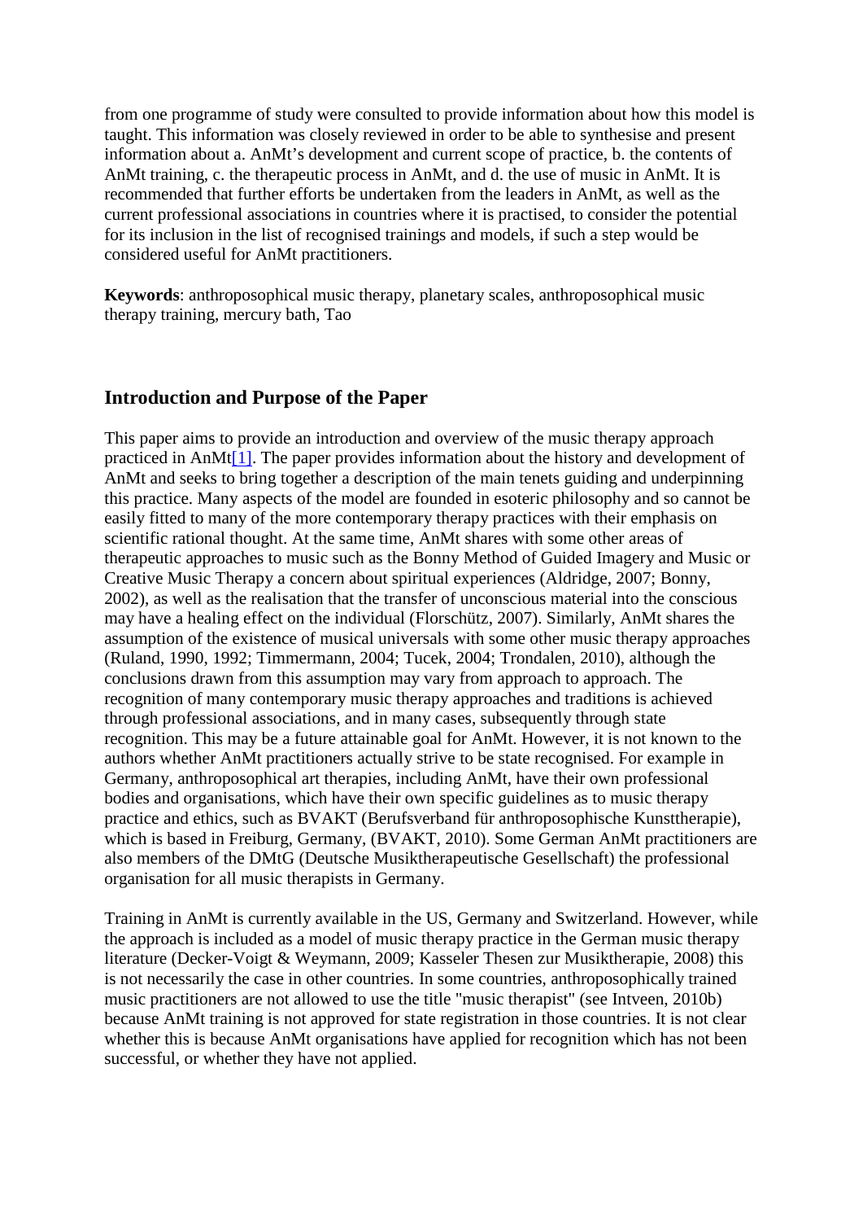from one programme of study were consulted to provide information about how this model is taught. This information was closely reviewed in order to be able to synthesise and present information about a. AnMt's development and current scope of practice, b. the contents of AnMt training, c. the therapeutic process in AnMt, and d. the use of music in AnMt. It is recommended that further efforts be undertaken from the leaders in AnMt, as well as the current professional associations in countries where it is practised, to consider the potential for its inclusion in the list of recognised trainings and models, if such a step would be considered useful for AnMt practitioners.

**Keywords**: anthroposophical music therapy, planetary scales, anthroposophical music therapy training, mercury bath, Tao

## Introduction and Purpose of the Paper

This paper aims to provide an introduction and overview of the music therapy approach practiced in AnMt[1]. The paper provides information about the history and development of AnMt and seeks to bring together a description of the main tenets guiding and underpinning this practice. Many aspects of the model are founded in esoteric philosophy and so cannot be easily fitted to many of the more contemporary therapy practices with their emphasis on scientific rational thought. At the same time, AnMt shares with some other areas of therapeutic approaches to music such as the Bonny Method of Guided Imagery and Music or Creative Music Therapy a concern about spiritual experiences (Aldridge, 2007; Bonny, 2002), as well as the realisation that the transfer of unconscious material into the conscious may have a healing effect on the individual (Florschütz, 2007). Similarly, AnMt shares the assumption of the existence of musical universals with some other music therapy approaches (Ruland, 1990, 1992; Timmermann, 2004; Tucek, 2004; Trondalen, 2010), although the conclusions drawn from this assumption may vary from approach to approach. The recognition of many contemporary music therapy approaches and traditions is achieved through professional associations, and in many cases, subsequently through state recognition. This may be a future attainable goal for AnMt. However, it is not known to the authors whether AnMt practitioners actually strive to be state recognised. For example in Germany, anthroposophical art therapies, including AnMt, have their own professional bodies and organisations, which have their own specific guidelines as to music therapy practice and ethics, such as BVAKT (Berufsverband für anthroposophische Kunsttherapie), which is based in Freiburg, Germany, (BVAKT, 2010). Some German AnMt practitioners are also members of the DMtG (Deutsche Musiktherapeutische Gesellschaft) the professional organisation for all music therapists in Germany.

Training in AnMt is currently available in the US, Germany and Switzerland. However, while the approach is included as a model of music therapy practice in the German music therapy literature (Decker-Voigt & Weymann, 2009; Kasseler Thesen zur Musiktherapie, 2008) this is not necessarily the case in other countries. In some countries, anthroposophically trained music practitioners are not allowed to use the title "music therapist" (see Intveen, 2010b) because AnMt training is not approved for state registration in those countries. It is not clear whether this is because AnMt organisations have applied for recognition which has not been successful, or whether they have not applied.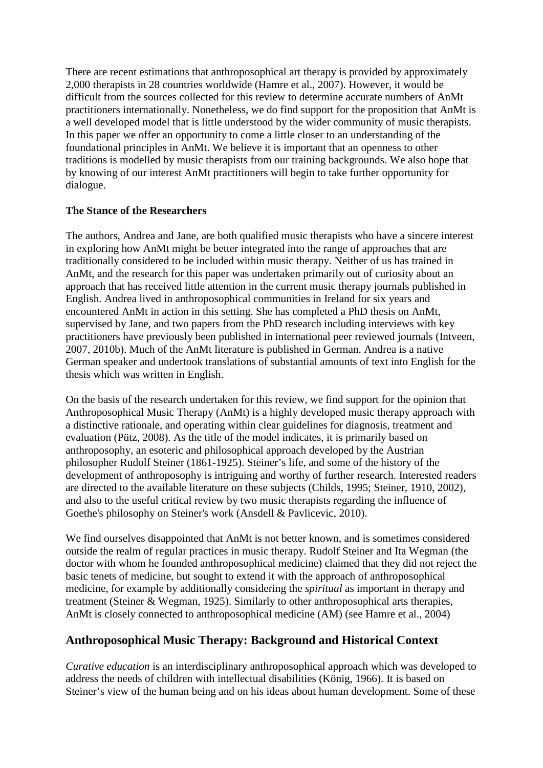There are recent estimations that anthroposophical art therapy is provided by approximately 2,000 therapists in 28 countries worldwide (Hamre et al., 2007). However, it would be difficult from the sources collected for this review to determine accurate numbers of AnMt practitioners internationally. Nonetheless, we do find support for the proposition that AnMt is a well developed model that is little understood by the wider community of music therapists. In this paper we offer an opportunity to come a little closer to an understanding of the foundational principles in AnMt. We believe it is important that an openness to other traditions is modelled by music therapists from our training backgrounds. We also hope that by knowing of our interest AnMt practitioners will begin to take further opportunity for dialogue.

**The Stance of the Researchers**

The authors, Andrea and Jane, are both qualified music therapists who have a sincere interest in exploring how AnMt might be better integrated into the range of approaches that are traditionally considered to be included within music therapy. Neither of us has trained in AnMt, and the research for this paper was undertaken primarily out of curiosity about an approach that has received little attention in the current music therapy journals published in English. Andrea lived in anthroposophical communities in Ireland for six years and encountered AnMt in action in this setting. She has completed a PhD thesis on AnMt, supervised by Jane, and two papers from the PhD research including interviews with key practitioners have previously been published in international peer reviewed journals (Intveen, 2007, 2010b). Much of the AnMt literature is published in German. Andrea is a native German speaker and undertook translations of substantial amounts of text into English for the thesis which was written in English.

On the basis of the research undertaken for this review, we find support for the opinion that Anthroposophical Music Therapy (AnMt) is a highly developed music therapy approach with a distinctive rationale, and operating within clear guidelines for diagnosis, treatment and evaluation (Pütz, 2008). As the title of the model indicates, it is primarily based on anthroposophy, an esoteric and philosophical approach developed by the Austrian philosopher Rudolf Steiner (1861-1925). Steiner's life, and some of the history of the development of anthroposophy is intriguing and worthy of further research. Interested readers are directed to the available literature on these subjects (Childs, 1995; Steiner, 1910, 2002), and also to the useful critical review by two music therapists regarding the influence of Goethe's philosophy on Steiner's work (Ansdell & Pavlicevic, 2010).

We find ourselves disappointed that AnMt is not better known, and is sometimes considered outside the realm of regular practices in music therapy. Rudolf Steiner and Ita Wegman (the doctor with whom he founded anthroposophical medicine) claimed that they did not reject the basic tenets of medicine, but sought to extend it with the approach of anthroposophical medicine, for example by additionally considering the *spiritual* as important in therapy and treatment (Steiner & Wegman, 1925). Similarly to other anthroposophical arts therapies, AnMt is closely connected to anthroposophical medicine (AM) (see Hamre et al., 2004)

## Anthroposophical Music Therapy: Background and Historical Context

*Curative education* is an interdisciplinary anthroposophical approach which was developed to address the needs of children with intellectual disabilities (König, 1966). It is based on Steiner's view of the human being and on his ideas about human development. Some of these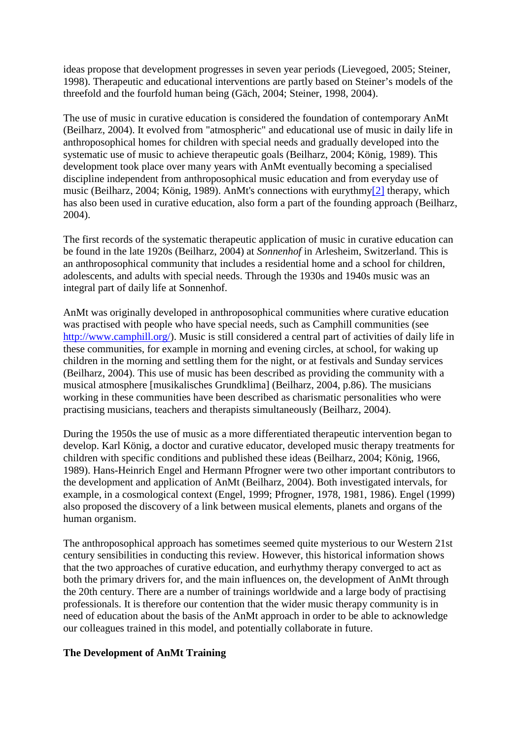ideas propose that development progresses in seven year periods (Lievegoed, 2005; Steiner, 1998). Therapeutic and educational interventions are partly based on Steiner's models of the threefold and the fourfold human being (Gäch, 2004; Steiner, 1998, 2004).

The use of music in curative education is considered the foundation of contemporary AnMt (Beilharz, 2004). It evolved from "atmospheric" and educational use of music in daily life in anthroposophical homes for children with special needs and gradually developed into the systematic use of music to achieve therapeutic goals (Beilharz, 2004; König, 1989). This development took place over many years with AnMt eventually becoming a specialised discipline independent from anthroposophical music education and from everyday use of music (Beilharz, 2004; König, 1989). AnMt's connections with eurythmy[2] therapy, which has also been used in curative education, also form a part of the founding approach (Beilharz, 2004).

The first records of the systematic therapeutic application of music in curative education can be found in the late 1920s (Beilharz, 2004) at *Sonnenhof* in Arlesheim, Switzerland. This is an anthroposophical community that includes a residential home and a school for children, adolescents, and adults with special needs. Through the 1930s and 1940s music was an integral part of daily life at Sonnenhof.

AnMt was originally developed in anthroposophical communities where curative education was practised with people who have special needs, such as Camphill communities (see http://www.camphill.org/). Music is still considered a central part of activities of daily life in these communities, for example in morning and evening circles, at school, for waking up children in the morning and settling them for the night, or at festivals and Sunday services (Beilharz, 2004). This use of music has been described as providing the community with a musical atmosphere [musikalisches Grundklima] (Beilharz, 2004, p.86). The musicians working in these communities have been described as charismatic personalities who were practising musicians, teachers and therapists simultaneously (Beilharz, 2004).

During the 1950s the use of music as a more differentiated therapeutic intervention began to develop. Karl König, a doctor and curative educator, developed music therapy treatments for children with specific conditions and published these ideas (Beilharz, 2004; König, 1966, 1989). Hans-Heinrich Engel and Hermann Pfrogner were two other important contributors to the development and application of AnMt (Beilharz, 2004). Both investigated intervals, for example, in a cosmological context (Engel, 1999; Pfrogner, 1978, 1981, 1986). Engel (1999) also proposed the discovery of a link between musical elements, planets and organs of the human organism.

The anthroposophical approach has sometimes seemed quite mysterious to our Western 21st century sensibilities in conducting this review. However, this historical information shows that the two approaches of curative education, and eurhythmy therapy converged to act as both the primary drivers for, and the main influences on, the development of AnMt through the 20th century. There are a number of trainings worldwide and a large body of practising professionals. It is therefore our contention that the wider music therapy community is in need of education about the basis of the AnMt approach in order to be able to acknowledge our colleagues trained in this model, and potentially collaborate in future.

### The Development of AnMt Training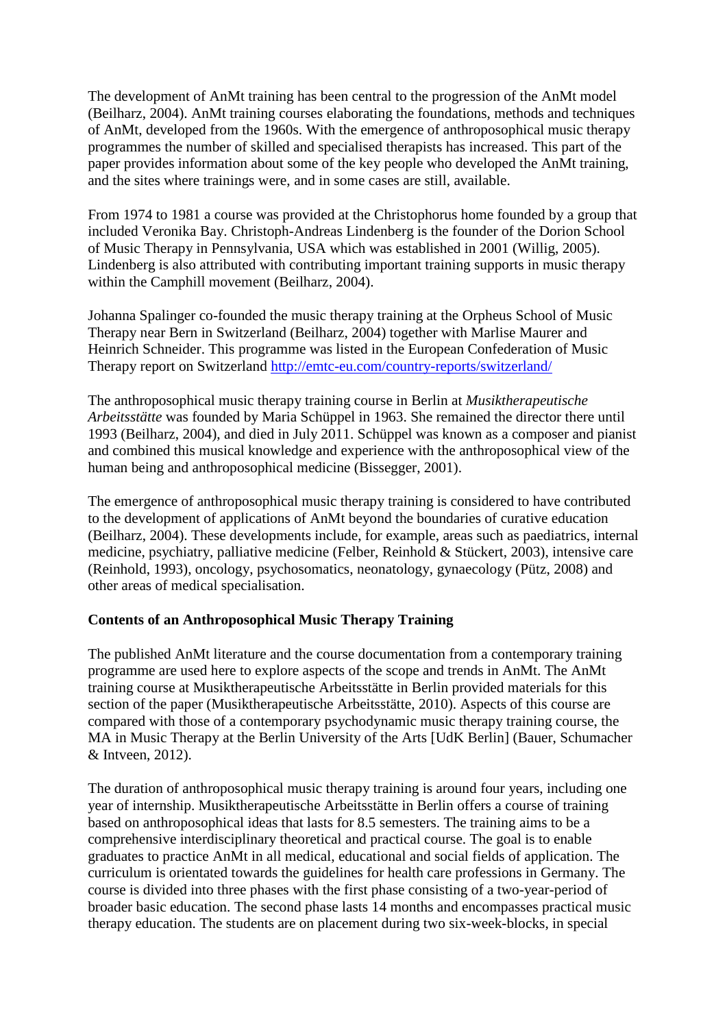The development of AnMt training has been central to the progression of the AnMt model (Beilharz, 2004). AnMt training courses elaborating the foundations, methods and techniques of AnMt, developed from the 1960s. With the emergence of anthroposophical music therapy programmes the number of skilled and specialised therapists has increased. This part of the paper provides information about some of the key people who developed the AnMt training, and the sites where trainings were, and in some cases are still, available.

From 1974 to 1981 a course was provided at the Christophorus home founded by a group that included Veronika Bay. Christoph-Andreas Lindenberg is the founder of the Dorion School of Music Therapy in Pennsylvania, USA which was established in 2001 (Willig, 2005). Lindenberg is also attributed with contributing important training supports in music therapy within the Camphill movement (Beilharz, 2004).

Johanna Spalinger co-founded the music therapy training at the Orpheus School of Music Therapy near Bern in Switzerland (Beilharz, 2004) together with Marlise Maurer and Heinrich Schneider. This programme was listed in the European Confederation of Music Therapy report on Switzerland http://emtc-eu.com/country-reports/switzerland/

The anthroposophical music therapy training course in Berlin at *Musiktherapeutische Arbeitsstätte* was founded by Maria Schüppel in 1963. She remained the director there until 1993 (Beilharz, 2004), and died in July 2011. Schüppel was known as a composer and pianist and combined this musical knowledge and experience with the anthroposophical view of the human being and anthroposophical medicine (Bissegger, 2001).

The emergence of anthroposophical music therapy training is considered to have contributed to the development of applications of AnMt beyond the boundaries of curative education (Beilharz, 2004). These developments include, for example, areas such as paediatrics, internal medicine, psychiatry, palliative medicine (Felber, Reinhold & Stückert, 2003), intensive care (Reinhold, 1993), oncology, psychosomatics, neonatology, gynaecology (Pütz, 2008) and other areas of medical specialisation.

**Contents of an Anthroposophical Music Therapy Training**

The published AnMt literature and the course documentation from a contemporary training programme are used here to explore aspects of the scope and trends in AnMt. The AnMt training course at Musiktherapeutische Arbeitsstätte in Berlin provided materials for this section of the paper (Musiktherapeutische Arbeitsstätte, 2010). Aspects of this course are compared with those of a contemporary psychodynamic music therapy training course, the MA in Music Therapy at the Berlin University of the Arts [UdK Berlin] (Bauer, Schumacher & Intveen, 2012).

The duration of anthroposophical music therapy training is around four years, including one year of internship. Musiktherapeutische Arbeitsstätte in Berlin offers a course of training based on anthroposophical ideas that lasts for 8.5 semesters. The training aims to be a comprehensive interdisciplinary theoretical and practical course. The goal is to enable graduates to practice AnMt in all medical, educational and social fields of application. The curriculum is orientated towards the guidelines for health care professions in Germany. The course is divided into three phases with the first phase consisting of a two-year-period of broader basic education. The second phase lasts 14 months and encompasses practical music therapy education. The students are on placement during two six-week-blocks, in special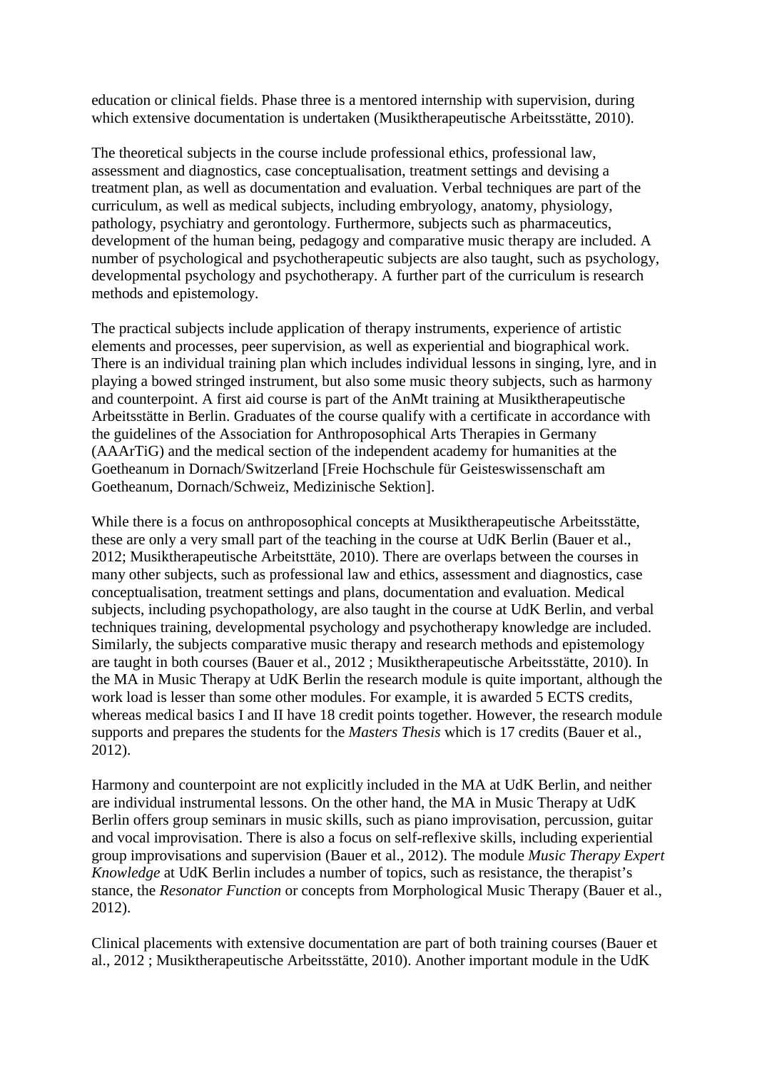education or clinical fields. Phase three is a mentored internship with supervision, during which extensive documentation is undertaken (Musiktherapeutische Arbeitsstätte, 2010).

The theoretical subjects in the course include professional ethics, professional law, assessment and diagnostics, case conceptualisation, treatment settings and devising a treatment plan, as well as documentation and evaluation. Verbal techniques are part of the curriculum, as well as medical subjects, including embryology, anatomy, physiology, pathology, psychiatry and gerontology. Furthermore, subjects such as pharmaceutics, development of the human being, pedagogy and comparative music therapy are included. A number of psychological and psychotherapeutic subjects are also taught, such as psychology, developmental psychology and psychotherapy. A further part of the curriculum is research methods and epistemology.

The practical subjects include application of therapy instruments, experience of artistic elements and processes, peer supervision, as well as experiential and biographical work. There is an individual training plan which includes individual lessons in singing, lyre, and in playing a bowed stringed instrument, but also some music theory subjects, such as harmony and counterpoint. A first aid course is part of the AnMt training at Musiktherapeutische Arbeitsstätte in Berlin. Graduates of the course qualify with a certificate in accordance with the guidelines of the Association for Anthroposophical Arts Therapies in Germany (AAArTiG) and the medical section of the independent academy for humanities at the Goetheanum in Dornach/Switzerland [Freie Hochschule für Geisteswissenschaft am Goetheanum, Dornach/Schweiz, Medizinische Sektion].

While there is a focus on anthroposophical concepts at Musiktherapeutische Arbeitsstätte, these are only a very small part of the teaching in the course at UdK Berlin (Bauer et al., 2012; Musiktherapeutische Arbeitsttäte, 2010). There are overlaps between the courses in many other subjects, such as professional law and ethics, assessment and diagnostics, case conceptualisation, treatment settings and plans, documentation and evaluation. Medical subjects, including psychopathology, are also taught in the course at UdK Berlin, and verbal techniques training, developmental psychology and psychotherapy knowledge are included. Similarly, the subjects comparative music therapy and research methods and epistemology are taught in both courses (Bauer et al., 2012 ; Musiktherapeutische Arbeitsstätte, 2010). In the MA in Music Therapy at UdK Berlin the research module is quite important, although the work load is lesser than some other modules. For example, it is awarded 5 ECTS credits, whereas medical basics I and II have 18 credit points together. However, the research module supports and prepares the students for the *Masters Thesis* which is 17 credits (Bauer et al., 2012).

Harmony and counterpoint are not explicitly included in the MA at UdK Berlin, and neither are individual instrumental lessons. On the other hand, the MA in Music Therapy at UdK Berlin offers group seminars in music skills, such as piano improvisation, percussion, guitar and vocal improvisation. There is also a focus on self-reflexive skills, including experiential group improvisations and supervision (Bauer et al., 2012). The module *Music Therapy Expert Knowledge* at UdK Berlin includes a number of topics, such as resistance, the therapist's stance, the *Resonator Function* or concepts from Morphological Music Therapy (Bauer et al., 2012).

Clinical placements with extensive documentation are part of both training courses (Bauer et al., 2012 ; Musiktherapeutische Arbeitsstätte, 2010). Another important module in the UdK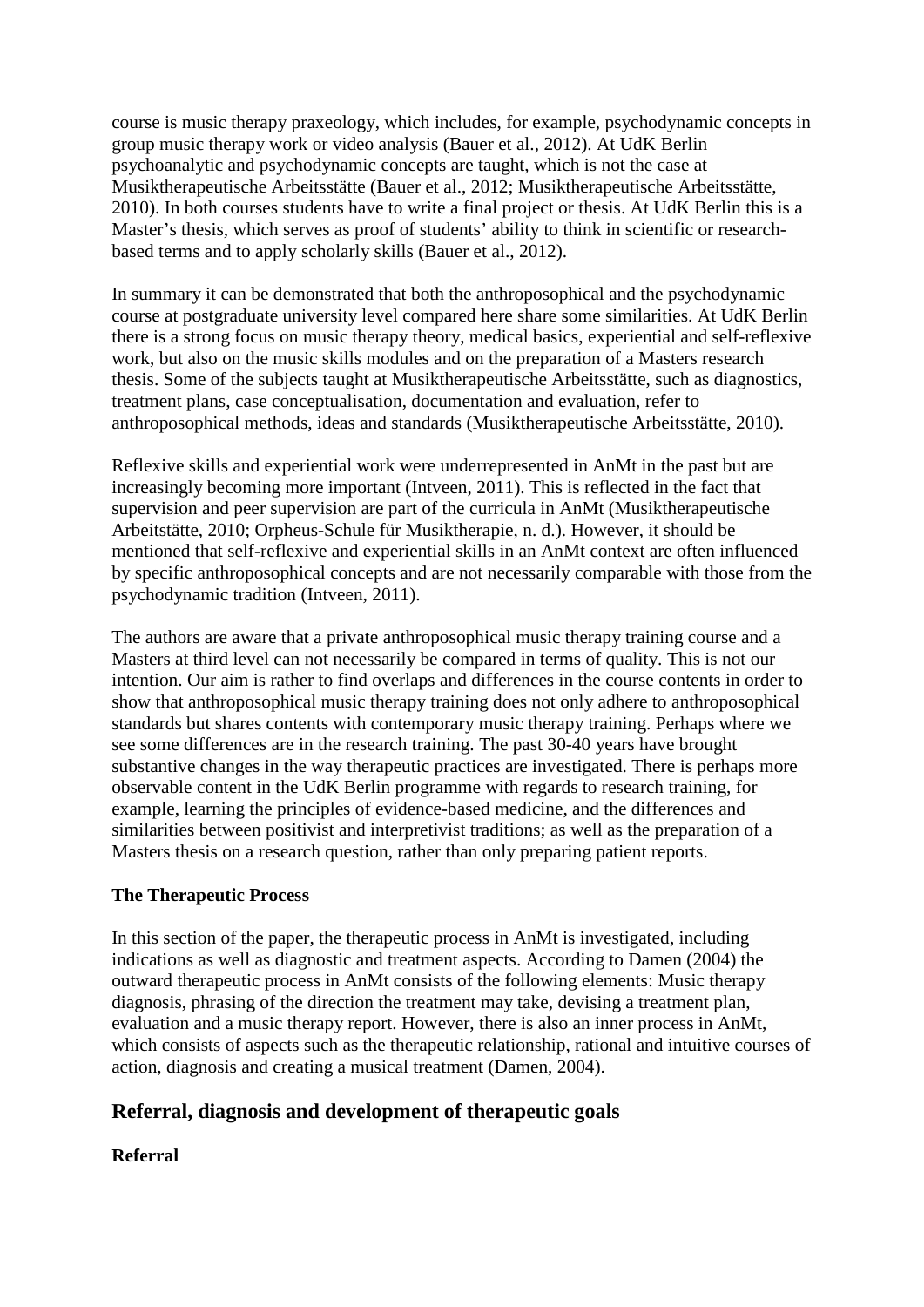course is music therapy praxeology, which includes, for example, psychodynamic concepts in group music therapy work or video analysis (Bauer et al., 2012). At UdK Berlin psychoanalytic and psychodynamic concepts are taught, which is not the case at Musiktherapeutische Arbeitsstätte (Bauer et al., 2012; Musiktherapeutische Arbeitsstätte, 2010). In both courses students have to write a final project or thesis. At UdK Berlin this is a Master's thesis, which serves as proof of students' ability to think in scientific or research-based terms and to apply scholarly skills (Bauer et al., 2012).

In summary it can be demonstrated that both the anthroposophical and the psychodynamic course at postgraduate university level compared here share some similarities. At UdK Berlin there is a strong focus on music therapy theory, medical basics, experiential and self-reflexive work, but also on the music skills modules and on the preparation of a Masters research thesis. Some of the subjects taught at Musiktherapeutische Arbeitsstätte, such as diagnostics, treatment plans, case conceptualisation, documentation and evaluation, refer to anthroposophical methods, ideas and standards (Musiktherapeutische Arbeitsstätte, 2010).

Reflexive skills and experiential work were underrepresented in AnMt in the past but are increasingly becoming more important (Intveen, 2011). This is reflected in the fact that supervision and peer supervision are part of the curricula in AnMt (Musiktherapeutische Arbeitstätte, 2010; Orpheus-Schule für Musiktherapie, n. d.). However, it should be mentioned that self-reflexive and experiential skills in an AnMt context are often influenced by specific anthroposophical concepts and are not necessarily comparable with those from the psychodynamic tradition (Intveen, 2011).

The authors are aware that a private anthroposophical music therapy training course and a Masters at third level can not necessarily be compared in terms of quality. This is not our intention. Our aim is rather to find overlaps and differences in the course contents in order to show that anthroposophical music therapy training does not only adhere to anthroposophical standards but shares contents with contemporary music therapy training. Perhaps where we see some differences are in the research training. The past 30-40 years have brought substantive changes in the way therapeutic practices are investigated. There is perhaps more observable content in the UdK Berlin programme with regards to research training, for example, learning the principles of evidence-based medicine, and the differences and similarities between positivist and interpretivist traditions; as well as the preparation of a Masters thesis on a research question, rather than only preparing patient reports.

**The Therapeutic Process**

In this section of the paper, the therapeutic process in AnMt is investigated, including indications as well as diagnostic and treatment aspects. According to Damen (2004) the outward therapeutic process in AnMt consists of the following elements: Music therapy diagnosis, phrasing of the direction the treatment may take, devising a treatment plan, evaluation and a music therapy report. However, there is also an inner process in AnMt, which consists of aspects such as the therapeutic relationship, rational and intuitive courses of action, diagnosis and creating a musical treatment (Damen, 2004).

## Referral, diagnosis and development of therapeutic goals

**Referral**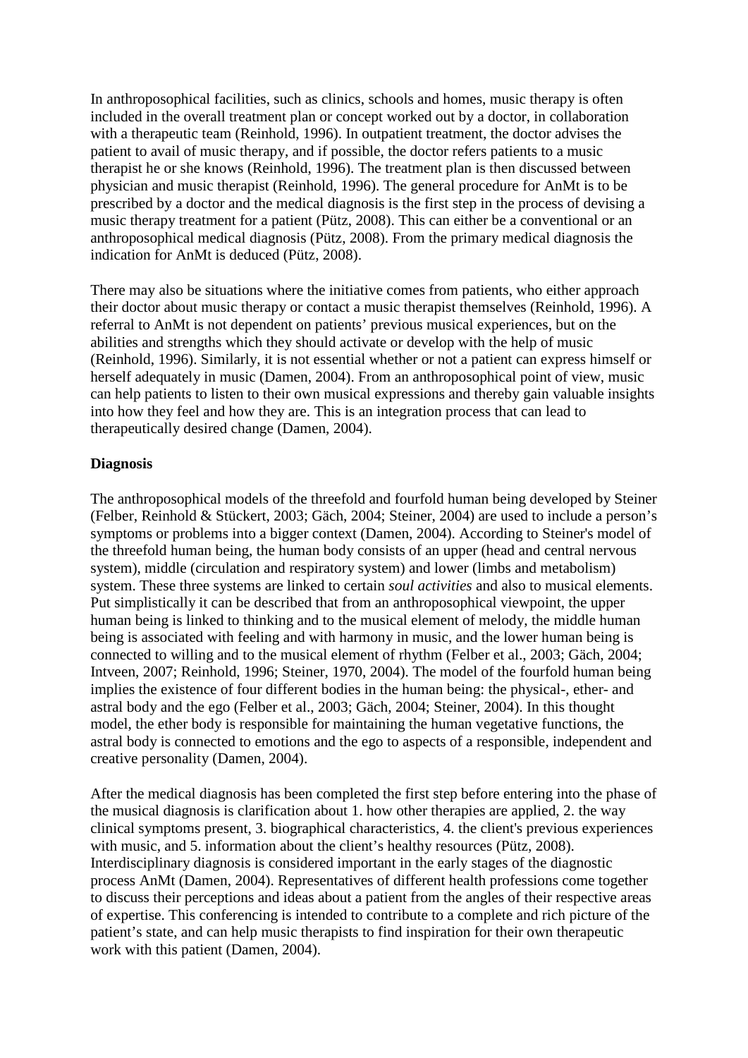In anthroposophical facilities, such as clinics, schools and homes, music therapy is often included in the overall treatment plan or concept worked out by a doctor, in collaboration with a therapeutic team (Reinhold, 1996). In outpatient treatment, the doctor advises the patient to avail of music therapy, and if possible, the doctor refers patients to a music therapist he or she knows (Reinhold, 1996). The treatment plan is then discussed between physician and music therapist (Reinhold, 1996). The general procedure for AnMt is to be prescribed by a doctor and the medical diagnosis is the first step in the process of devising a music therapy treatment for a patient (Pütz, 2008). This can either be a conventional or an anthroposophical medical diagnosis (Pütz, 2008). From the primary medical diagnosis the indication for AnMt is deduced (Pütz, 2008).

There may also be situations where the initiative comes from patients, who either approach their doctor about music therapy or contact a music therapist themselves (Reinhold, 1996). A referral to AnMt is not dependent on patients' previous musical experiences, but on the abilities and strengths which they should activate or develop with the help of music (Reinhold, 1996). Similarly, it is not essential whether or not a patient can express himself or herself adequately in music (Damen, 2004). From an anthroposophical point of view, music can help patients to listen to their own musical expressions and thereby gain valuable insights into how they feel and how they are. This is an integration process that can lead to therapeutically desired change (Damen, 2004).

**Diagnosis**

The anthroposophical models of the threefold and fourfold human being developed by Steiner (Felber, Reinhold & Stückert, 2003; Gäch, 2004; Steiner, 2004) are used to include a person's symptoms or problems into a bigger context (Damen, 2004). According to Steiner's model of the threefold human being, the human body consists of an upper (head and central nervous system), middle (circulation and respiratory system) and lower (limbs and metabolism) system. These three systems are linked to certain *soul activities* and also to musical elements. Put simplistically it can be described that from an anthroposophical viewpoint, the upper human being is linked to thinking and to the musical element of melody, the middle human being is associated with feeling and with harmony in music, and the lower human being is connected to willing and to the musical element of rhythm (Felber et al., 2003; Gäch, 2004; Intveen, 2007; Reinhold, 1996; Steiner, 1970, 2004). The model of the fourfold human being implies the existence of four different bodies in the human being: the physical-, ether- and astral body and the ego (Felber et al., 2003; Gäch, 2004; Steiner, 2004). In this thought model, the ether body is responsible for maintaining the human vegetative functions, the astral body is connected to emotions and the ego to aspects of a responsible, independent and creative personality (Damen, 2004).

After the medical diagnosis has been completed the first step before entering into the phase of the musical diagnosis is clarification about 1. how other therapies are applied, 2. the way clinical symptoms present, 3. biographical characteristics, 4. the client's previous experiences with music, and 5. information about the client's healthy resources (Pütz, 2008). Interdisciplinary diagnosis is considered important in the early stages of the diagnostic process AnMt (Damen, 2004). Representatives of different health professions come together to discuss their perceptions and ideas about a patient from the angles of their respective areas of expertise. This conferencing is intended to contribute to a complete and rich picture of the patient's state, and can help music therapists to find inspiration for their own therapeutic work with this patient (Damen, 2004).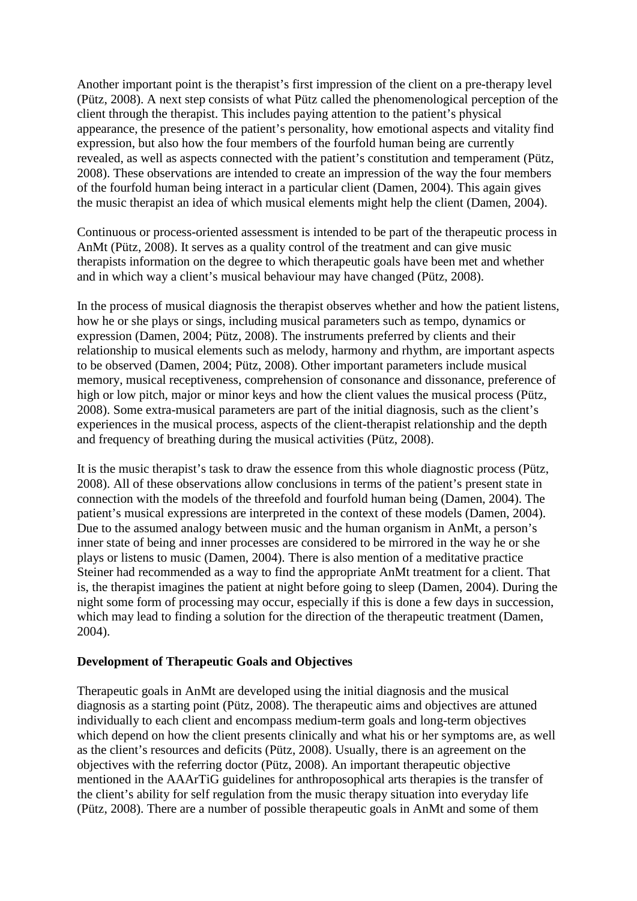Another important point is the therapist's first impression of the client on a pre-therapy level (Pütz, 2008). A next step consists of what Pütz called the phenomenological perception of the client through the therapist. This includes paying attention to the patient's physical appearance, the presence of the patient's personality, how emotional aspects and vitality find expression, but also how the four members of the fourfold human being are currently revealed, as well as aspects connected with the patient's constitution and temperament (Pütz, 2008). These observations are intended to create an impression of the way the four members of the fourfold human being interact in a particular client (Damen, 2004). This again gives the music therapist an idea of which musical elements might help the client (Damen, 2004).

Continuous or process-oriented assessment is intended to be part of the therapeutic process in AnMt (Pütz, 2008). It serves as a quality control of the treatment and can give music therapists information on the degree to which therapeutic goals have been met and whether and in which way a client's musical behaviour may have changed (Pütz, 2008).

In the process of musical diagnosis the therapist observes whether and how the patient listens, how he or she plays or sings, including musical parameters such as tempo, dynamics or expression (Damen, 2004; Pütz, 2008). The instruments preferred by clients and their relationship to musical elements such as melody, harmony and rhythm, are important aspects to be observed (Damen, 2004; Pütz, 2008). Other important parameters include musical memory, musical receptiveness, comprehension of consonance and dissonance, preference of high or low pitch, major or minor keys and how the client values the musical process (Pütz, 2008). Some extra-musical parameters are part of the initial diagnosis, such as the client's experiences in the musical process, aspects of the client-therapist relationship and the depth and frequency of breathing during the musical activities (Pütz, 2008).

It is the music therapist's task to draw the essence from this whole diagnostic process (Pütz, 2008). All of these observations allow conclusions in terms of the patient's present state in connection with the models of the threefold and fourfold human being (Damen, 2004). The patient's musical expressions are interpreted in the context of these models (Damen, 2004). Due to the assumed analogy between music and the human organism in AnMt, a person's inner state of being and inner processes are considered to be mirrored in the way he or she plays or listens to music (Damen, 2004). There is also mention of a meditative practice Steiner had recommended as a way to find the appropriate AnMt treatment for a client. That is, the therapist imagines the patient at night before going to sleep (Damen, 2004). During the night some form of processing may occur, especially if this is done a few days in succession, which may lead to finding a solution for the direction of the therapeutic treatment (Damen, 2004).

**Development of Therapeutic Goals and Objectives**

Therapeutic goals in AnMt are developed using the initial diagnosis and the musical diagnosis as a starting point (Pütz, 2008). The therapeutic aims and objectives are attuned individually to each client and encompass medium-term goals and long-term objectives which depend on how the client presents clinically and what his or her symptoms are, as well as the client's resources and deficits (Pütz, 2008). Usually, there is an agreement on the objectives with the referring doctor (Pütz, 2008). An important therapeutic objective mentioned in the AAArTiG guidelines for anthroposophical arts therapies is the transfer of the client's ability for self regulation from the music therapy situation into everyday life (Pütz, 2008). There are a number of possible therapeutic goals in AnMt and some of them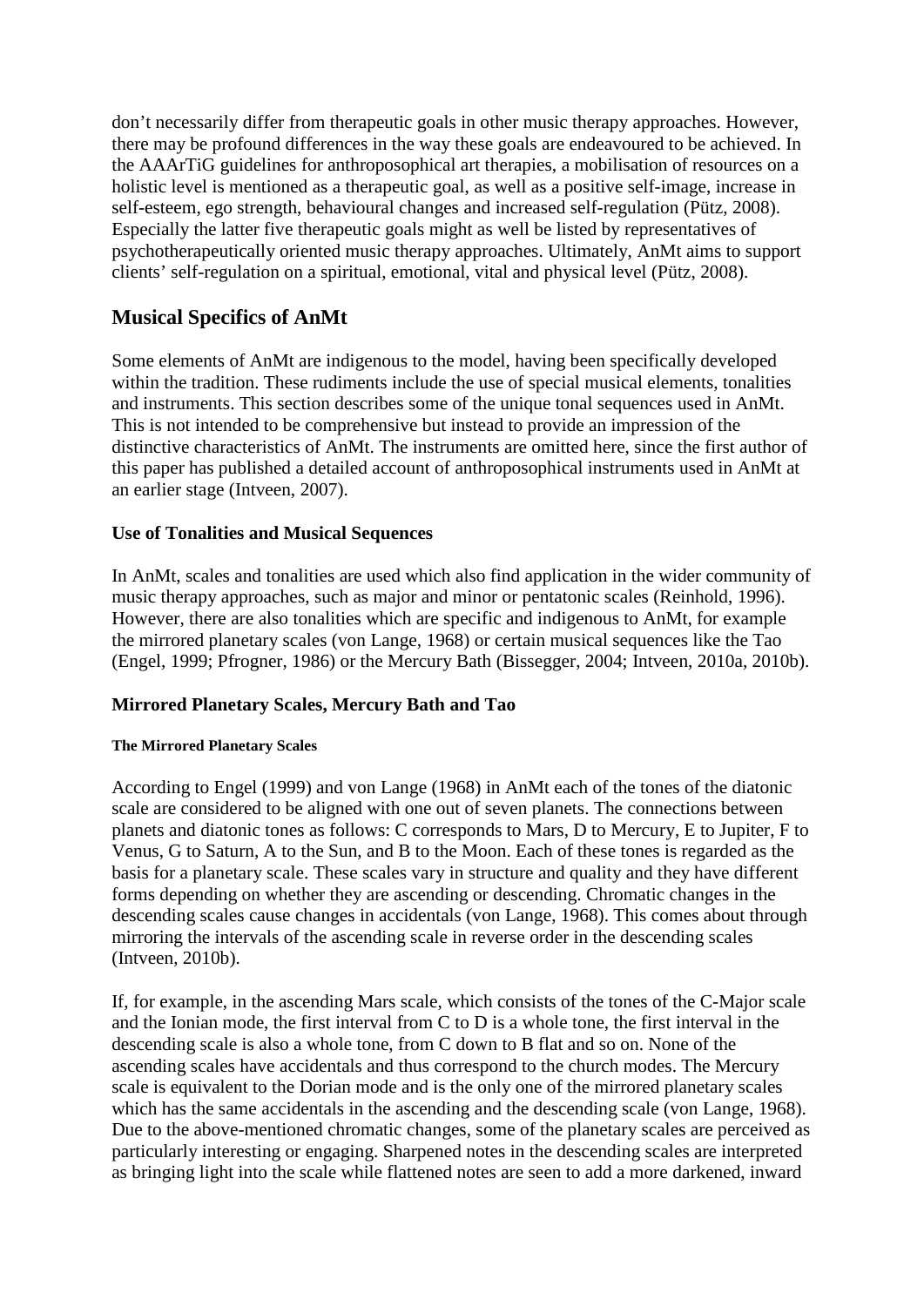don't necessarily differ from therapeutic goals in other music therapy approaches. However, there may be profound differences in the way these goals are endeavoured to be achieved. In the AAArTiG guidelines for anthroposophical art therapies, a mobilisation of resources on a holistic level is mentioned as a therapeutic goal, as well as a positive self-image, increase in self-esteem, ego strength, behavioural changes and increased self-regulation (Pütz, 2008). Especially the latter five therapeutic goals might as well be listed by representatives of psychotherapeutically oriented music therapy approaches. Ultimately, AnMt aims to support clients' self-regulation on a spiritual, emotional, vital and physical level (Pütz, 2008).

## Musical Specifics of AnMt

Some elements of AnMt are indigenous to the model, having been specifically developed within the tradition. These rudiments include the use of special musical elements, tonalities and instruments. This section describes some of the unique tonal sequences used in AnMt. This is not intended to be comprehensive but instead to provide an impression of the distinctive characteristics of AnMt. The instruments are omitted here, since the first author of this paper has published a detailed account of anthroposophical instruments used in AnMt at an earlier stage (Intveen, 2007).

### Use of Tonalities and Musical Sequences

In AnMt, scales and tonalities are used which also find application in the wider community of music therapy approaches, such as major and minor or pentatonic scales (Reinhold, 1996). However, there are also tonalities which are specific and indigenous to AnMt, for example the mirrored planetary scales (von Lange, 1968) or certain musical sequences like the Tao (Engel, 1999; Pfrogner, 1986) or the Mercury Bath (Bissegger, 2004; Intveen, 2010a, 2010b).

### Mirrored Planetary Scales, Mercury Bath and Tao

#### The Mirrored Planetary Scales

According to Engel (1999) and von Lange (1968) in AnMt each of the tones of the diatonic scale are considered to be aligned with one out of seven planets. The connections between planets and diatonic tones as follows: C corresponds to Mars, D to Mercury, E to Jupiter, F to Venus, G to Saturn, A to the Sun, and B to the Moon. Each of these tones is regarded as the basis for a planetary scale. These scales vary in structure and quality and they have different forms depending on whether they are ascending or descending. Chromatic changes in the descending scales cause changes in accidentals (von Lange, 1968). This comes about through mirroring the intervals of the ascending scale in reverse order in the descending scales (Intveen, 2010b).

If, for example, in the ascending Mars scale, which consists of the tones of the C-Major scale and the Ionian mode, the first interval from C to D is a whole tone, the first interval in the descending scale is also a whole tone, from C down to B flat and so on. None of the ascending scales have accidentals and thus correspond to the church modes. The Mercury scale is equivalent to the Dorian mode and is the only one of the mirrored planetary scales which has the same accidentals in the ascending and the descending scale (von Lange, 1968). Due to the above-mentioned chromatic changes, some of the planetary scales are perceived as particularly interesting or engaging. Sharpened notes in the descending scales are interpreted as bringing light into the scale while flattened notes are seen to add a more darkened, inward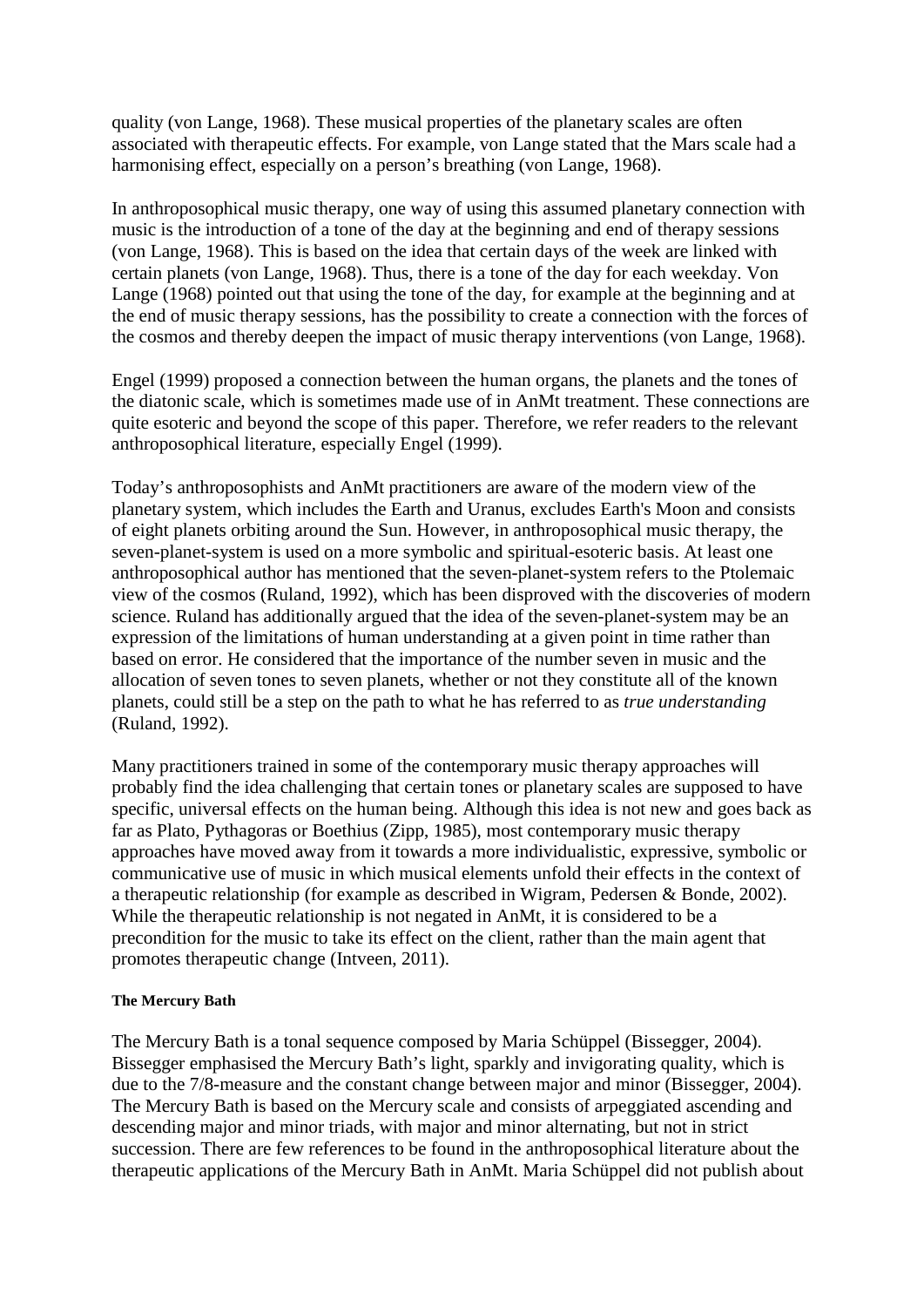quality (von Lange, 1968). These musical properties of the planetary scales are often associated with therapeutic effects. For example, von Lange stated that the Mars scale had a harmonising effect, especially on a person's breathing (von Lange, 1968).

In anthroposophical music therapy, one way of using this assumed planetary connection with music is the introduction of a tone of the day at the beginning and end of therapy sessions (von Lange, 1968). This is based on the idea that certain days of the week are linked with certain planets (von Lange, 1968). Thus, there is a tone of the day for each weekday. Von Lange (1968) pointed out that using the tone of the day, for example at the beginning and at the end of music therapy sessions, has the possibility to create a connection with the forces of the cosmos and thereby deepen the impact of music therapy interventions (von Lange, 1968).

Engel (1999) proposed a connection between the human organs, the planets and the tones of the diatonic scale, which is sometimes made use of in AnMt treatment. These connections are quite esoteric and beyond the scope of this paper. Therefore, we refer readers to the relevant anthroposophical literature, especially Engel (1999).

Today's anthroposophists and AnMt practitioners are aware of the modern view of the planetary system, which includes the Earth and Uranus, excludes Earth's Moon and consists of eight planets orbiting around the Sun. However, in anthroposophical music therapy, the seven-planet-system is used on a more symbolic and spiritual-esoteric basis. At least one anthroposophical author has mentioned that the seven-planet-system refers to the Ptolemaic view of the cosmos (Ruland, 1992), which has been disproved with the discoveries of modern science. Ruland has additionally argued that the idea of the seven-planet-system may be an expression of the limitations of human understanding at a given point in time rather than based on error. He considered that the importance of the number seven in music and the allocation of seven tones to seven planets, whether or not they constitute all of the known planets, could still be a step on the path to what he has referred to as *true understanding* (Ruland, 1992).

Many practitioners trained in some of the contemporary music therapy approaches will probably find the idea challenging that certain tones or planetary scales are supposed to have specific, universal effects on the human being. Although this idea is not new and goes back as far as Plato, Pythagoras or Boethius (Zipp, 1985), most contemporary music therapy approaches have moved away from it towards a more individualistic, expressive, symbolic or communicative use of music in which musical elements unfold their effects in the context of a therapeutic relationship (for example as described in Wigram, Pedersen & Bonde, 2002). While the therapeutic relationship is not negated in AnMt, it is considered to be a precondition for the music to take its effect on the client, rather than the main agent that promotes therapeutic change (Intveen, 2011).

#### The Mercury Bath

The Mercury Bath is a tonal sequence composed by Maria Schüppel (Bissegger, 2004). Bissegger emphasised the Mercury Bath's light, sparkly and invigorating quality, which is due to the 7/8-measure and the constant change between major and minor (Bissegger, 2004). The Mercury Bath is based on the Mercury scale and consists of arpeggiated ascending and descending major and minor triads, with major and minor alternating, but not in strict succession. There are few references to be found in the anthroposophical literature about the therapeutic applications of the Mercury Bath in AnMt. Maria Schüppel did not publish about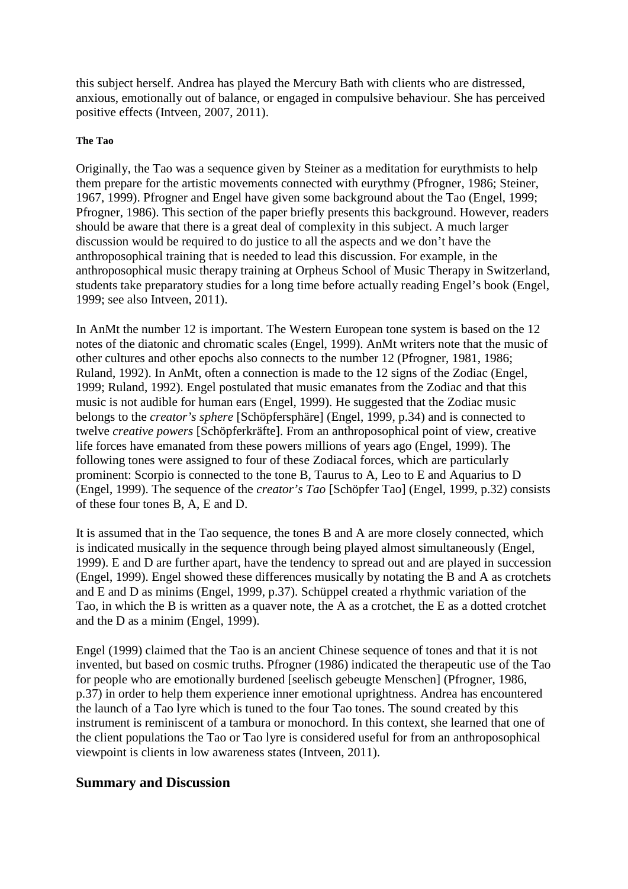this subject herself. Andrea has played the Mercury Bath with clients who are distressed, anxious, emotionally out of balance, or engaged in compulsive behaviour. She has perceived positive effects (Intveen, 2007, 2011).

#### The Tao

Originally, the Tao was a sequence given by Steiner as a meditation for eurythmists to help them prepare for the artistic movements connected with eurythmy (Pfrogner, 1986; Steiner, 1967, 1999). Pfrogner and Engel have given some background about the Tao (Engel, 1999; Pfrogner, 1986). This section of the paper briefly presents this background. However, readers should be aware that there is a great deal of complexity in this subject. A much larger discussion would be required to do justice to all the aspects and we don't have the anthroposophical training that is needed to lead this discussion. For example, in the anthroposophical music therapy training at Orpheus School of Music Therapy in Switzerland, students take preparatory studies for a long time before actually reading Engel's book (Engel, 1999; see also Intveen, 2011).

In AnMt the number 12 is important. The Western European tone system is based on the 12 notes of the diatonic and chromatic scales (Engel, 1999). AnMt writers note that the music of other cultures and other epochs also connects to the number 12 (Pfrogner, 1981, 1986; Ruland, 1992). In AnMt, often a connection is made to the 12 signs of the Zodiac (Engel, 1999; Ruland, 1992). Engel postulated that music emanates from the Zodiac and that this music is not audible for human ears (Engel, 1999). He suggested that the Zodiac music belongs to the *creator's sphere* [Schöpfersphäre] (Engel, 1999, p.34) and is connected to twelve *creative powers* [Schöpferkräfte]. From an anthroposophical point of view, creative life forces have emanated from these powers millions of years ago (Engel, 1999). The following tones were assigned to four of these Zodiacal forces, which are particularly prominent: Scorpio is connected to the tone B, Taurus to A, Leo to E and Aquarius to D (Engel, 1999). The sequence of the *creator's Tao* [Schöpfer Tao] (Engel, 1999, p.32) consists of these four tones B, A, E and D.

It is assumed that in the Tao sequence, the tones B and A are more closely connected, which is indicated musically in the sequence through being played almost simultaneously (Engel, 1999). E and D are further apart, have the tendency to spread out and are played in succession (Engel, 1999). Engel showed these differences musically by notating the B and A as crotchets and E and D as minims (Engel, 1999, p.37). Schüppel created a rhythmic variation of the Tao, in which the B is written as a quaver note, the A as a crotchet, the E as a dotted crotchet and the D as a minim (Engel, 1999).

Engel (1999) claimed that the Tao is an ancient Chinese sequence of tones and that it is not invented, but based on cosmic truths. Pfrogner (1986) indicated the therapeutic use of the Tao for people who are emotionally burdened [seelisch gebeugte Menschen] (Pfrogner, 1986, p.37) in order to help them experience inner emotional uprightness. Andrea has encountered the launch of a Tao lyre which is tuned to the four Tao tones. The sound created by this instrument is reminiscent of a tambura or monochord. In this context, she learned that one of the client populations the Tao or Tao lyre is considered useful for from an anthroposophical viewpoint is clients in low awareness states (Intveen, 2011).

## Summary and Discussion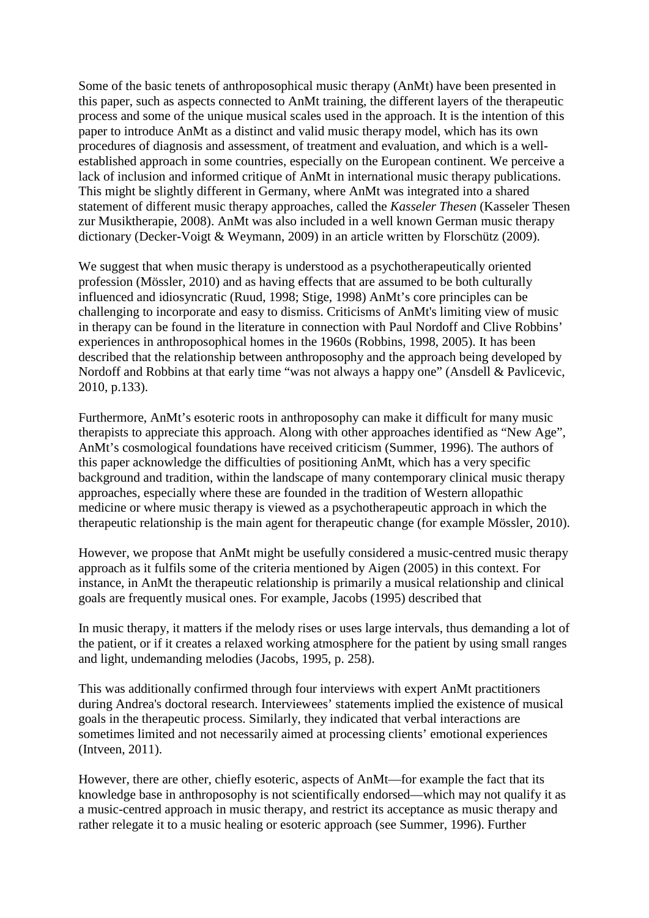Some of the basic tenets of anthroposophical music therapy (AnMt) have been presented in this paper, such as aspects connected to AnMt training, the different layers of the therapeutic process and some of the unique musical scales used in the approach. It is the intention of this paper to introduce AnMt as a distinct and valid music therapy model, which has its own procedures of diagnosis and assessment, of treatment and evaluation, and which is a well-established approach in some countries, especially on the European continent. We perceive a lack of inclusion and informed critique of AnMt in international music therapy publications. This might be slightly different in Germany, where AnMt was integrated into a shared statement of different music therapy approaches, called the *Kasseler Thesen* (Kasseler Thesen zur Musiktherapie, 2008). AnMt was also included in a well known German music therapy dictionary (Decker-Voigt & Weymann, 2009) in an article written by Florschütz (2009).

We suggest that when music therapy is understood as a psychotherapeutically oriented profession (Mössler, 2010) and as having effects that are assumed to be both culturally influenced and idiosyncratic (Ruud, 1998; Stige, 1998) AnMt's core principles can be challenging to incorporate and easy to dismiss. Criticisms of AnMt's limiting view of music in therapy can be found in the literature in connection with Paul Nordoff and Clive Robbins' experiences in anthroposophical homes in the 1960s (Robbins, 1998, 2005). It has been described that the relationship between anthroposophy and the approach being developed by Nordoff and Robbins at that early time "was not always a happy one" (Ansdell & Pavlicevic, 2010, p.133).

Furthermore, AnMt's esoteric roots in anthroposophy can make it difficult for many music therapists to appreciate this approach. Along with other approaches identified as "New Age", AnMt's cosmological foundations have received criticism (Summer, 1996). The authors of this paper acknowledge the difficulties of positioning AnMt, which has a very specific background and tradition, within the landscape of many contemporary clinical music therapy approaches, especially where these are founded in the tradition of Western allopathic medicine or where music therapy is viewed as a psychotherapeutic approach in which the therapeutic relationship is the main agent for therapeutic change (for example Mössler, 2010).

However, we propose that AnMt might be usefully considered a music-centred music therapy approach as it fulfils some of the criteria mentioned by Aigen (2005) in this context. For instance, in AnMt the therapeutic relationship is primarily a musical relationship and clinical goals are frequently musical ones. For example, Jacobs (1995) described that

> In music therapy, it matters if the melody rises or uses large intervals, thus demanding a lot of the patient, or if it creates a relaxed working atmosphere for the patient by using small ranges and light, undemanding melodies (Jacobs, 1995, p. 258).

This was additionally confirmed through four interviews with expert AnMt practitioners during Andrea's doctoral research. Interviewees' statements implied the existence of musical goals in the therapeutic process. Similarly, they indicated that verbal interactions are sometimes limited and not necessarily aimed at processing clients' emotional experiences (Intveen, 2011).

However, there are other, chiefly esoteric, aspects of AnMt—for example the fact that its knowledge base in anthroposophy is not scientifically endorsed—which may not qualify it as a music-centred approach in music therapy, and restrict its acceptance as music therapy and rather relegate it to a music healing or esoteric approach (see Summer, 1996). Further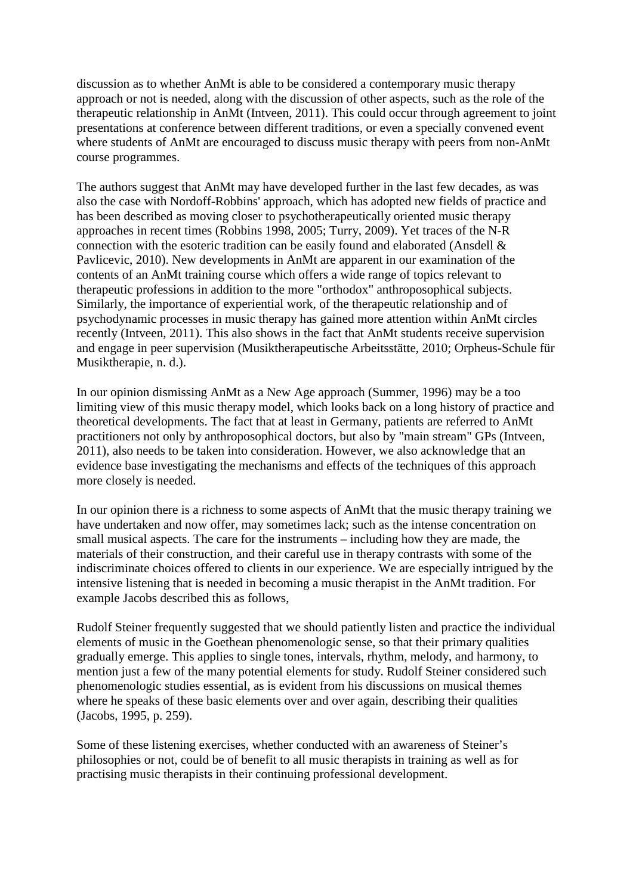discussion as to whether AnMt is able to be considered a contemporary music therapy approach or not is needed, along with the discussion of other aspects, such as the role of the therapeutic relationship in AnMt (Intveen, 2011). This could occur through agreement to joint presentations at conference between different traditions, or even a specially convened event where students of AnMt are encouraged to discuss music therapy with peers from non-AnMt course programmes.

The authors suggest that AnMt may have developed further in the last few decades, as was also the case with Nordoff-Robbins' approach, which has adopted new fields of practice and has been described as moving closer to psychotherapeutically oriented music therapy approaches in recent times (Robbins 1998, 2005; Turry, 2009). Yet traces of the N-R connection with the esoteric tradition can be easily found and elaborated (Ansdell & Pavlicevic, 2010). New developments in AnMt are apparent in our examination of the contents of an AnMt training course which offers a wide range of topics relevant to therapeutic professions in addition to the more "orthodox" anthroposophical subjects. Similarly, the importance of experiential work, of the therapeutic relationship and of psychodynamic processes in music therapy has gained more attention within AnMt circles recently (Intveen, 2011). This also shows in the fact that AnMt students receive supervision and engage in peer supervision (Musiktherapeutische Arbeitsstätte, 2010; Orpheus-Schule für Musiktherapie, n. d.).

In our opinion dismissing AnMt as a New Age approach (Summer, 1996) may be a too limiting view of this music therapy model, which looks back on a long history of practice and theoretical developments. The fact that at least in Germany, patients are referred to AnMt practitioners not only by anthroposophical doctors, but also by "main stream" GPs (Intveen, 2011), also needs to be taken into consideration. However, we also acknowledge that an evidence base investigating the mechanisms and effects of the techniques of this approach more closely is needed.

In our opinion there is a richness to some aspects of AnMt that the music therapy training we have undertaken and now offer, may sometimes lack; such as the intense concentration on small musical aspects. The care for the instruments – including how they are made, the materials of their construction, and their careful use in therapy contrasts with some of the indiscriminate choices offered to clients in our experience. We are especially intrigued by the intensive listening that is needed in becoming a music therapist in the AnMt tradition. For example Jacobs described this as follows,

Rudolf Steiner frequently suggested that we should patiently listen and practice the individual elements of music in the Goethean phenomenologic sense, so that their primary qualities gradually emerge. This applies to single tones, intervals, rhythm, melody, and harmony, to mention just a few of the many potential elements for study. Rudolf Steiner considered such phenomenologic studies essential, as is evident from his discussions on musical themes where he speaks of these basic elements over and over again, describing their qualities (Jacobs, 1995, p. 259).

Some of these listening exercises, whether conducted with an awareness of Steiner's philosophies or not, could be of benefit to all music therapists in training as well as for practising music therapists in their continuing professional development.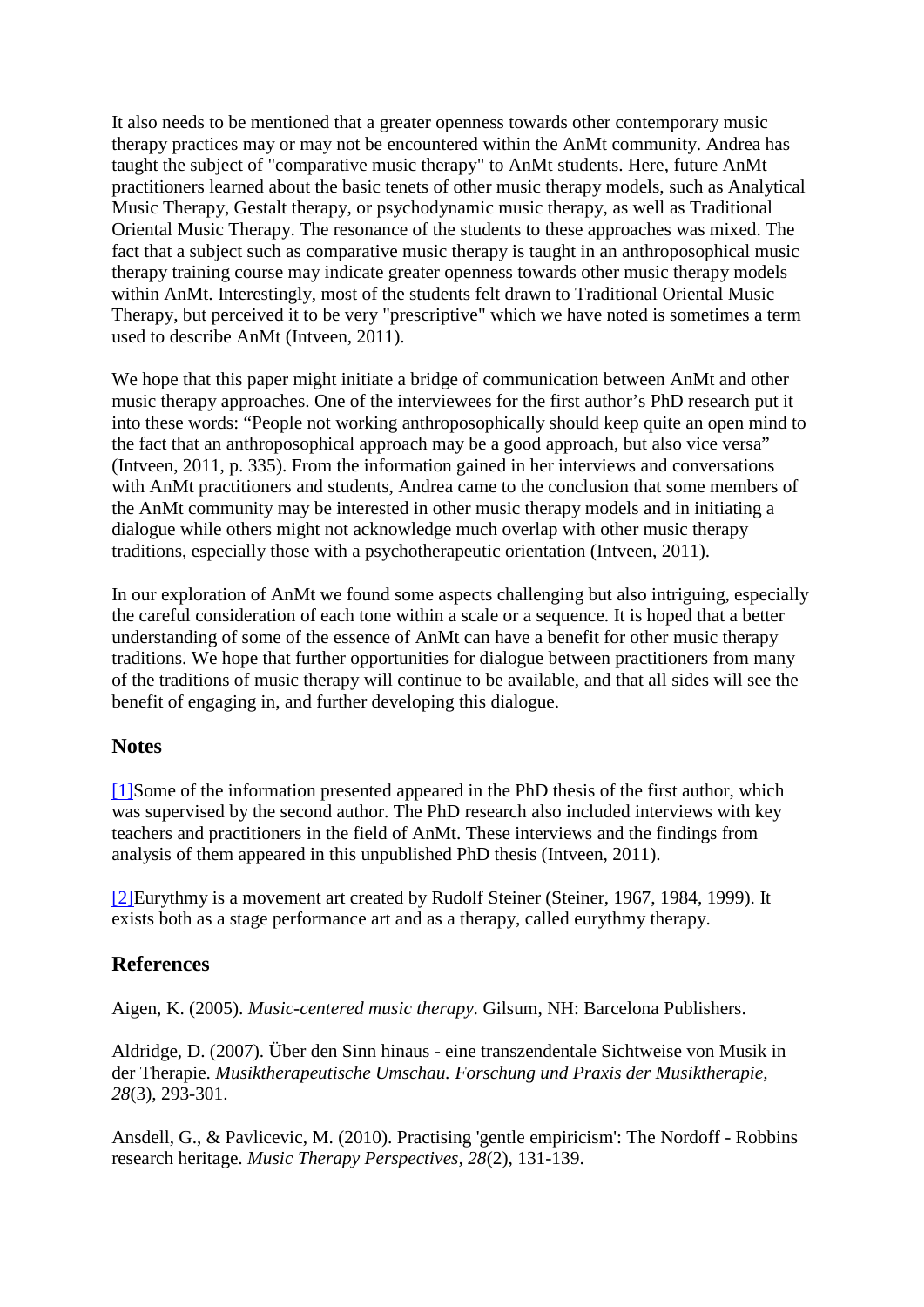It also needs to be mentioned that a greater openness towards other contemporary music therapy practices may or may not be encountered within the AnMt community. Andrea has taught the subject of "comparative music therapy" to AnMt students. Here, future AnMt practitioners learned about the basic tenets of other music therapy models, such as Analytical Music Therapy, Gestalt therapy, or psychodynamic music therapy, as well as Traditional Oriental Music Therapy. The resonance of the students to these approaches was mixed. The fact that a subject such as comparative music therapy is taught in an anthroposophical music therapy training course may indicate greater openness towards other music therapy models within AnMt. Interestingly, most of the students felt drawn to Traditional Oriental Music Therapy, but perceived it to be very "prescriptive" which we have noted is sometimes a term used to describe AnMt (Intveen, 2011).

We hope that this paper might initiate a bridge of communication between AnMt and other music therapy approaches. One of the interviewees for the first author's PhD research put it into these words: "People not working anthroposophically should keep quite an open mind to the fact that an anthroposophical approach may be a good approach, but also vice versa" (Intveen, 2011, p. 335). From the information gained in her interviews and conversations with AnMt practitioners and students, Andrea came to the conclusion that some members of the AnMt community may be interested in other music therapy models and in initiating a dialogue while others might not acknowledge much overlap with other music therapy traditions, especially those with a psychotherapeutic orientation (Intveen, 2011).

In our exploration of AnMt we found some aspects challenging but also intriguing, especially the careful consideration of each tone within a scale or a sequence. It is hoped that a better understanding of some of the essence of AnMt can have a benefit for other music therapy traditions. We hope that further opportunities for dialogue between practitioners from many of the traditions of music therapy will continue to be available, and that all sides will see the benefit of engaging in, and further developing this dialogue.

## Notes

[1]Some of the information presented appeared in the PhD thesis of the first author, which was supervised by the second author. The PhD research also included interviews with key teachers and practitioners in the field of AnMt. These interviews and the findings from analysis of them appeared in this unpublished PhD thesis (Intveen, 2011).

[2]Eurythmy is a movement art created by Rudolf Steiner (Steiner, 1967, 1984, 1999). It exists both as a stage performance art and as a therapy, called eurythmy therapy.

## References

Aigen, K. (2005). *Music-centered music therapy*. Gilsum, NH: Barcelona Publishers.

Aldridge, D. (2007). Über den Sinn hinaus - eine transzendentale Sichtweise von Musik in der Therapie. *Musiktherapeutische Umschau. Forschung und Praxis der Musiktherapie, 28*(3), 293-301.

Ansdell, G., & Pavlicevic, M. (2010). Practising 'gentle empiricism': The Nordoff - Robbins research heritage. *Music Therapy Perspectives, 28*(2), 131-139.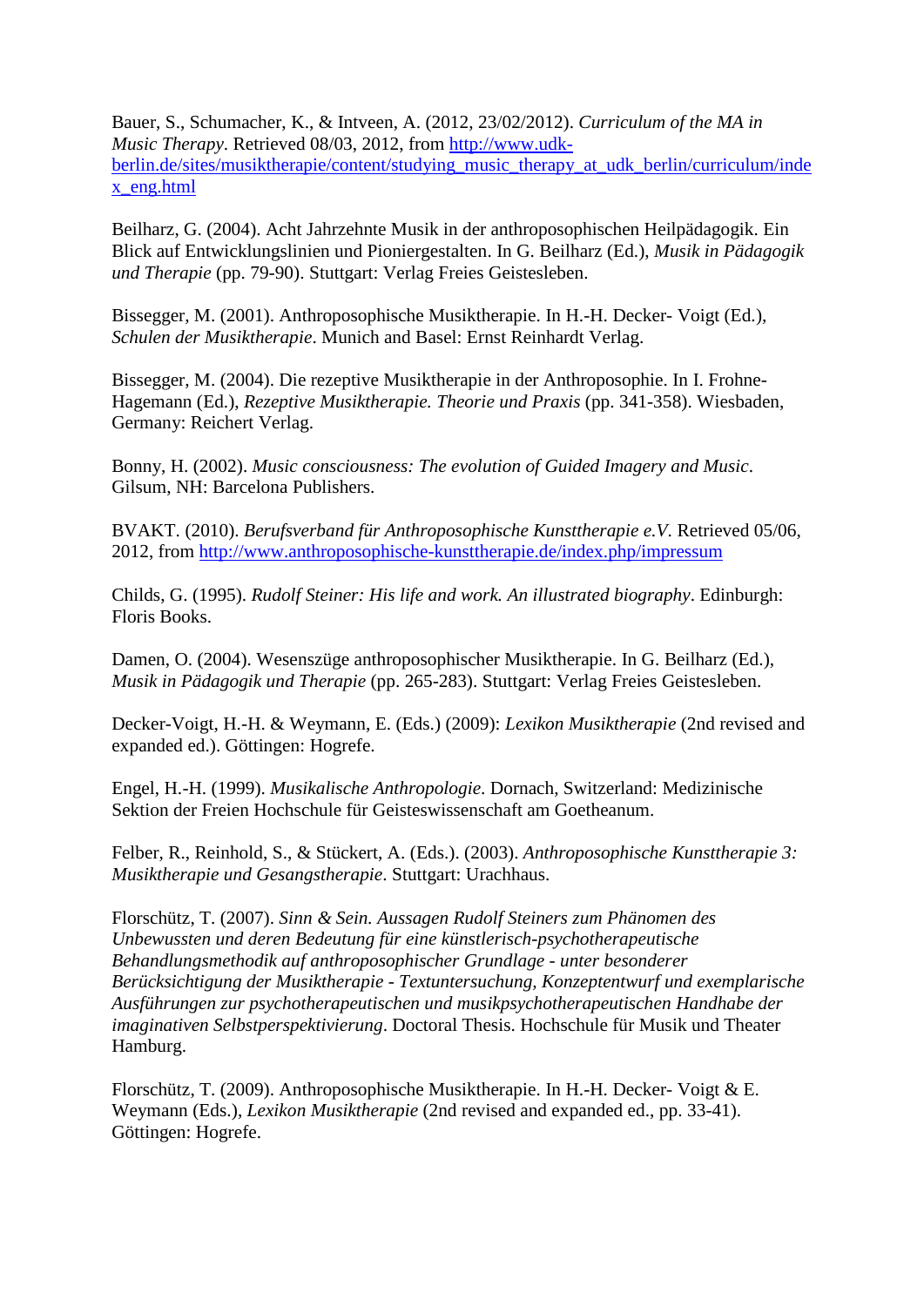Bauer, S., Schumacher, K., & Intveen, A. (2012, 23/02/2012). *Curriculum of the MA in Music Therapy*. Retrieved 08/03, 2012, from http://www.udk-berlin.de/sites/musiktherapie/content/studying_music_therapy_at_udk_berlin/curriculum/index_eng.html

Beilharz, G. (2004). Acht Jahrzehnte Musik in der anthroposophischen Heilpädagogik. Ein Blick auf Entwicklungslinien und Pioniergestalten. In G. Beilharz (Ed.), *Musik in Pädagogik und Therapie* (pp. 79-90). Stuttgart: Verlag Freies Geistesleben.

Bissegger, M. (2001). Anthroposophische Musiktherapie. In H.-H. Decker- Voigt (Ed.), *Schulen der Musiktherapie*. Munich and Basel: Ernst Reinhardt Verlag.

Bissegger, M. (2004). Die rezeptive Musiktherapie in der Anthroposophie. In I. Frohne-Hagemann (Ed.), *Rezeptive Musiktherapie. Theorie und Praxis* (pp. 341-358). Wiesbaden, Germany: Reichert Verlag.

Bonny, H. (2002). *Music consciousness: The evolution of Guided Imagery and Music*. Gilsum, NH: Barcelona Publishers.

BVAKT. (2010). *Berufsverband für Anthroposophische Kunsttherapie e.V*. Retrieved 05/06, 2012, from http://www.anthroposophische-kunsttherapie.de/index.php/impressum

Childs, G. (1995). *Rudolf Steiner: His life and work. An illustrated biography*. Edinburgh: Floris Books.

Damen, O. (2004). Wesenszüge anthroposophischer Musiktherapie. In G. Beilharz (Ed.), *Musik in Pädagogik und Therapie* (pp. 265-283). Stuttgart: Verlag Freies Geistesleben.

Decker-Voigt, H.-H. & Weymann, E. (Eds.) (2009): *Lexikon Musiktherapie* (2nd revised and expanded ed.). Göttingen: Hogrefe.

Engel, H.-H. (1999). *Musikalische Anthropologie*. Dornach, Switzerland: Medizinische Sektion der Freien Hochschule für Geisteswissenschaft am Goetheanum.

Felber, R., Reinhold, S., & Stückert, A. (Eds.). (2003). *Anthroposophische Kunsttherapie 3: Musiktherapie und Gesangstherapie*. Stuttgart: Urachhaus.

Florschütz, T. (2007). *Sinn & Sein. Aussagen Rudolf Steiners zum Phänomen des Unbewussten und deren Bedeutung für eine künstlerisch-psychotherapeutische Behandlungsmethodik auf anthroposophischer Grundlage - unter besonderer Berücksichtigung der Musiktherapie - Textuntersuchung, Konzeptentwurf und exemplarische Ausführungen zur psychotherapeutischen und musikpsychotherapeutischen Handhabe der imaginativen Selbstperspektivierung*. Doctoral Thesis. Hochschule für Musik und Theater Hamburg.

Florschütz, T. (2009). Anthroposophische Musiktherapie. In H.-H. Decker- Voigt & E. Weymann (Eds.), *Lexikon Musiktherapie* (2nd revised and expanded ed., pp. 33-41). Göttingen: Hogrefe.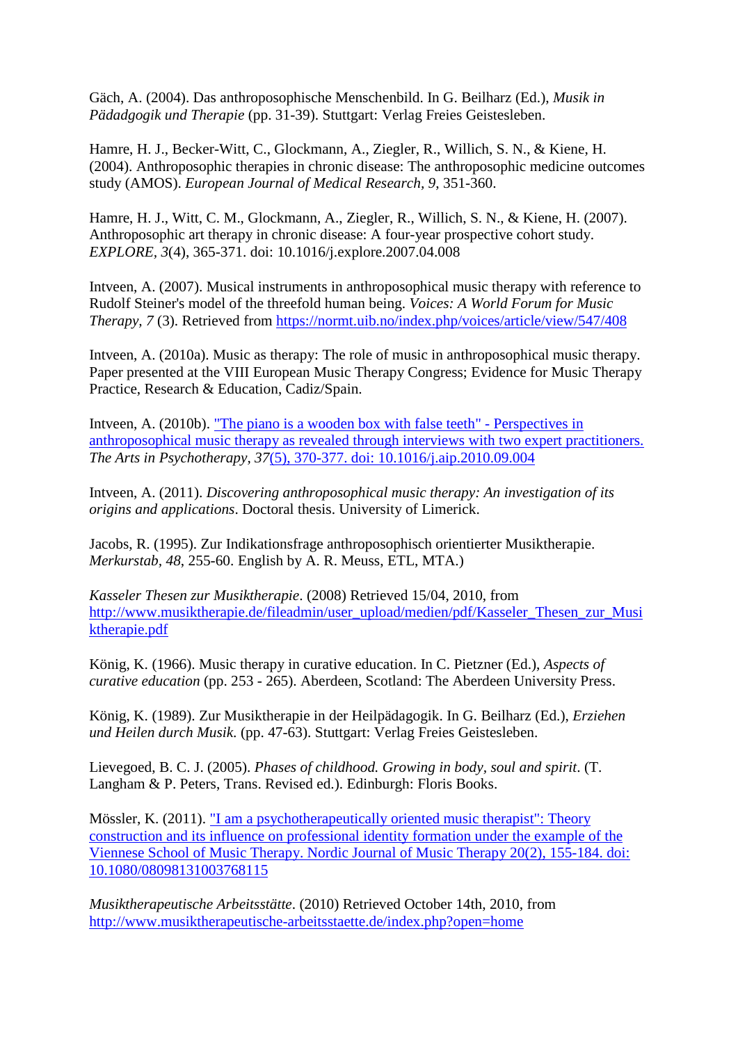Gäch, A. (2004). Das anthroposophische Menschenbild. In G. Beilharz (Ed.), *Musik in Pädadgogik und Therapie* (pp. 31-39). Stuttgart: Verlag Freies Geistesleben.

Hamre, H. J., Becker-Witt, C., Glockmann, A., Ziegler, R., Willich, S. N., & Kiene, H. (2004). Anthroposophic therapies in chronic disease: The anthroposophic medicine outcomes study (AMOS). *European Journal of Medical Research, 9*, 351-360.

Hamre, H. J., Witt, C. M., Glockmann, A., Ziegler, R., Willich, S. N., & Kiene, H. (2007). Anthroposophic art therapy in chronic disease: A four-year prospective cohort study. *EXPLORE, 3*(4), 365-371. doi: 10.1016/j.explore.2007.04.008

Intveen, A. (2007). Musical instruments in anthroposophical music therapy with reference to Rudolf Steiner's model of the threefold human being. *Voices: A World Forum for Music Therapy, 7* (3). Retrieved from [https://normt.uib.no/index.php/voices/article/view/547/408](https://normt.uib.no/index.php/voices/article/view/547/408)

Intveen, A. (2010a). Music as therapy: The role of music in anthroposophical music therapy. Paper presented at the VIII European Music Therapy Congress; Evidence for Music Therapy Practice, Research & Education, Cadiz/Spain.

Intveen, A. (2010b). "The piano is a wooden box with false teeth" - Perspectives in anthroposophical music therapy as revealed through interviews with two expert practitioners. *The Arts in Psychotherapy, 37*(5), 370-377. doi: 10.1016/j.aip.2010.09.004

Intveen, A. (2011). *Discovering anthroposophical music therapy: An investigation of its origins and applications*. Doctoral thesis. University of Limerick.

Jacobs, R. (1995). Zur Indikationsfrage anthroposophisch orientierter Musiktherapie. *Merkurstab, 48*, 255-60. English by A. R. Meuss, ETL, MTA.)

*Kasseler Thesen zur Musiktherapie*. (2008) Retrieved 15/04, 2010, from [http://www.musiktherapie.de/fileadmin/user_upload/medien/pdf/Kasseler_Thesen_zur_Musiktherapie.pdf](http://www.musiktherapie.de/fileadmin/user_upload/medien/pdf/Kasseler_Thesen_zur_Musiktherapie.pdf)

König, K. (1966). Music therapy in curative education. In C. Pietzner (Ed.), *Aspects of curative education* (pp. 253 - 265). Aberdeen, Scotland: The Aberdeen University Press.

König, K. (1989). Zur Musiktherapie in der Heilpädagogik. In G. Beilharz (Ed.), *Erziehen und Heilen durch Musik.* (pp. 47-63). Stuttgart: Verlag Freies Geistesleben.

Lievegoed, B. C. J. (2005). *Phases of childhood. Growing in body, soul and spirit*. (T. Langham & P. Peters, Trans. Revised ed.). Edinburgh: Floris Books.

Mössler, K. (2011). "I am a psychotherapeutically oriented music therapist": Theory construction and its influence on professional identity formation under the example of the Viennese School of Music Therapy. Nordic Journal of Music Therapy 20(2), 155-184. doi: 10.1080/08098131003768115

*Musiktherapeutische Arbeitsstätte*. (2010) Retrieved October 14th, 2010, from [http://www.musiktherapeutische-arbeitsstaette.de/index.php?open=home](http://www.musiktherapeutische-arbeitsstaette.de/index.php?open=home)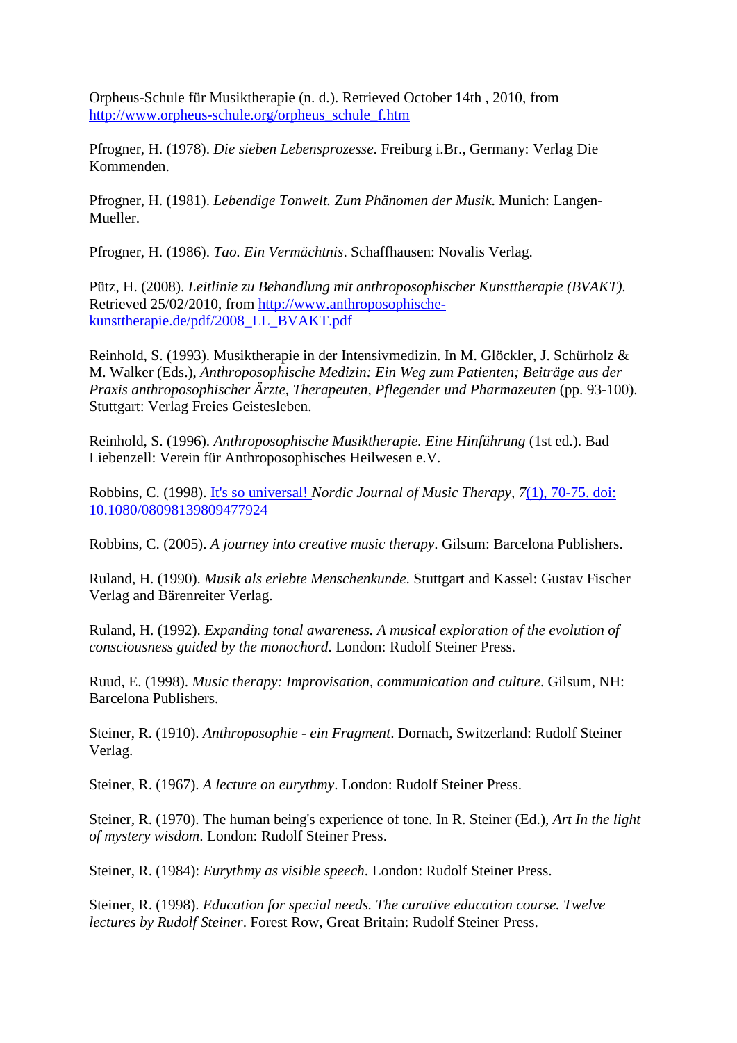Orpheus-Schule für Musiktherapie (n. d.). Retrieved October 14th , 2010, from [http://www.orpheus-schule.org/orpheus_schule_f.htm](http://www.orpheus-schule.org/orpheus_schule_f.htm)

Pfrogner, H. (1978). *Die sieben Lebensprozesse*. Freiburg i.Br., Germany: Verlag Die Kommenden.

Pfrogner, H. (1981). *Lebendige Tonwelt. Zum Phänomen der Musik*. Munich: Langen-Mueller.

Pfrogner, H. (1986). *Tao. Ein Vermächtnis*. Schaffhausen: Novalis Verlag.

Pütz, H. (2008). *Leitlinie zu Behandlung mit anthroposophischer Kunsttherapie (BVAKT).* Retrieved 25/02/2010, from [http://www.anthroposophische-kunsttherapie.de/pdf/2008_LL_BVAKT.pdf](http://www.anthroposophische-kunsttherapie.de/pdf/2008_LL_BVAKT.pdf)

Reinhold, S. (1993). Musiktherapie in der Intensivmedizin. In M. Glöckler, J. Schürholz & M. Walker (Eds.), *Anthroposophische Medizin: Ein Weg zum Patienten; Beiträge aus der Praxis anthroposophischer Ärzte, Therapeuten, Pflegender und Pharmazeuten* (pp. 93-100). Stuttgart: Verlag Freies Geistesleben.

Reinhold, S. (1996). *Anthroposophische Musiktherapie. Eine Hinführung* (1st ed.). Bad Liebenzell: Verein für Anthroposophisches Heilwesen e.V.

Robbins, C. (1998). [It's so universal!](#) *Nordic Journal of Music Therapy*, *7*[(1), 70-75. doi: 10.1080/08098139809477924](#)

Robbins, C. (2005). *A journey into creative music therapy*. Gilsum: Barcelona Publishers.

Ruland, H. (1990). *Musik als erlebte Menschenkunde*. Stuttgart and Kassel: Gustav Fischer Verlag and Bärenreiter Verlag.

Ruland, H. (1992). *Expanding tonal awareness. A musical exploration of the evolution of consciousness guided by the monochord*. London: Rudolf Steiner Press.

Ruud, E. (1998). *Music therapy: Improvisation, communication and culture*. Gilsum, NH: Barcelona Publishers.

Steiner, R. (1910). *Anthroposophie - ein Fragment*. Dornach, Switzerland: Rudolf Steiner Verlag.

Steiner, R. (1967). *A lecture on eurythmy*. London: Rudolf Steiner Press.

Steiner, R. (1970). The human being's experience of tone. In R. Steiner (Ed.), *Art In the light of mystery wisdom*. London: Rudolf Steiner Press.

Steiner, R. (1984): *Eurythmy as visible speech*. London: Rudolf Steiner Press.

Steiner, R. (1998). *Education for special needs. The curative education course. Twelve lectures by Rudolf Steiner*. Forest Row, Great Britain: Rudolf Steiner Press.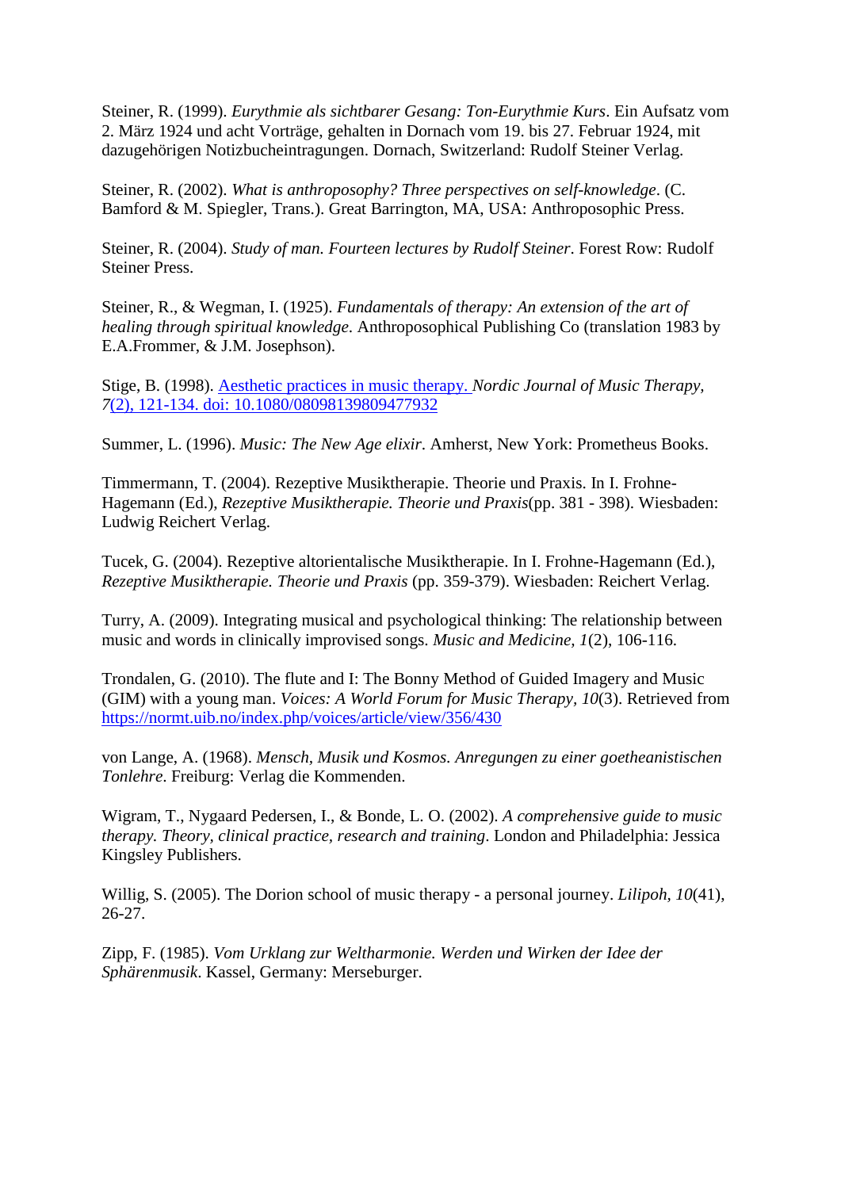Steiner, R. (1999). *Eurythmie als sichtbarer Gesang: Ton-Eurythmie Kurs*. Ein Aufsatz vom 2. März 1924 und acht Vorträge, gehalten in Dornach vom 19. bis 27. Februar 1924, mit dazugehörigen Notizbucheintragungen. Dornach, Switzerland: Rudolf Steiner Verlag.

Steiner, R. (2002). *What is anthroposophy? Three perspectives on self-knowledge*. (C. Bamford & M. Spiegler, Trans.). Great Barrington, MA, USA: Anthroposophic Press.

Steiner, R. (2004). *Study of man. Fourteen lectures by Rudolf Steiner*. Forest Row: Rudolf Steiner Press.

Steiner, R., & Wegman, I. (1925). *Fundamentals of therapy: An extension of the art of healing through spiritual knowledge*. Anthroposophical Publishing Co (translation 1983 by E.A.Frommer, & J.M. Josephson).

Stige, B. (1998). Aesthetic practices in music therapy. *Nordic Journal of Music Therapy, 7*(2), 121-134. doi: 10.1080/08098139809477932

Summer, L. (1996). *Music: The New Age elixir*. Amherst, New York: Prometheus Books.

Timmermann, T. (2004). Rezeptive Musiktherapie. Theorie und Praxis. In I. Frohne-Hagemann (Ed.), *Rezeptive Musiktherapie. Theorie und Praxis*(pp. 381 - 398). Wiesbaden: Ludwig Reichert Verlag.

Tucek, G. (2004). Rezeptive altorientalische Musiktherapie. In I. Frohne-Hagemann (Ed.), *Rezeptive Musiktherapie. Theorie und Praxis* (pp. 359-379). Wiesbaden: Reichert Verlag.

Turry, A. (2009). Integrating musical and psychological thinking: The relationship between music and words in clinically improvised songs. *Music and Medicine, 1*(2), 106-116.

Trondalen, G. (2010). The flute and I: The Bonny Method of Guided Imagery and Music (GIM) with a young man. *Voices: A World Forum for Music Therapy, 10*(3). Retrieved from https://normt.uib.no/index.php/voices/article/view/356/430

von Lange, A. (1968). *Mensch, Musik und Kosmos. Anregungen zu einer goetheanistischen Tonlehre*. Freiburg: Verlag die Kommenden.

Wigram, T., Nygaard Pedersen, I., & Bonde, L. O. (2002). *A comprehensive guide to music therapy. Theory, clinical practice, research and training*. London and Philadelphia: Jessica Kingsley Publishers.

Willig, S. (2005). The Dorion school of music therapy - a personal journey. *Lilipoh, 10*(41), 26-27.

Zipp, F. (1985). *Vom Urklang zur Weltharmonie. Werden und Wirken der Idee der Sphärenmusik*. Kassel, Germany: Merseburger.